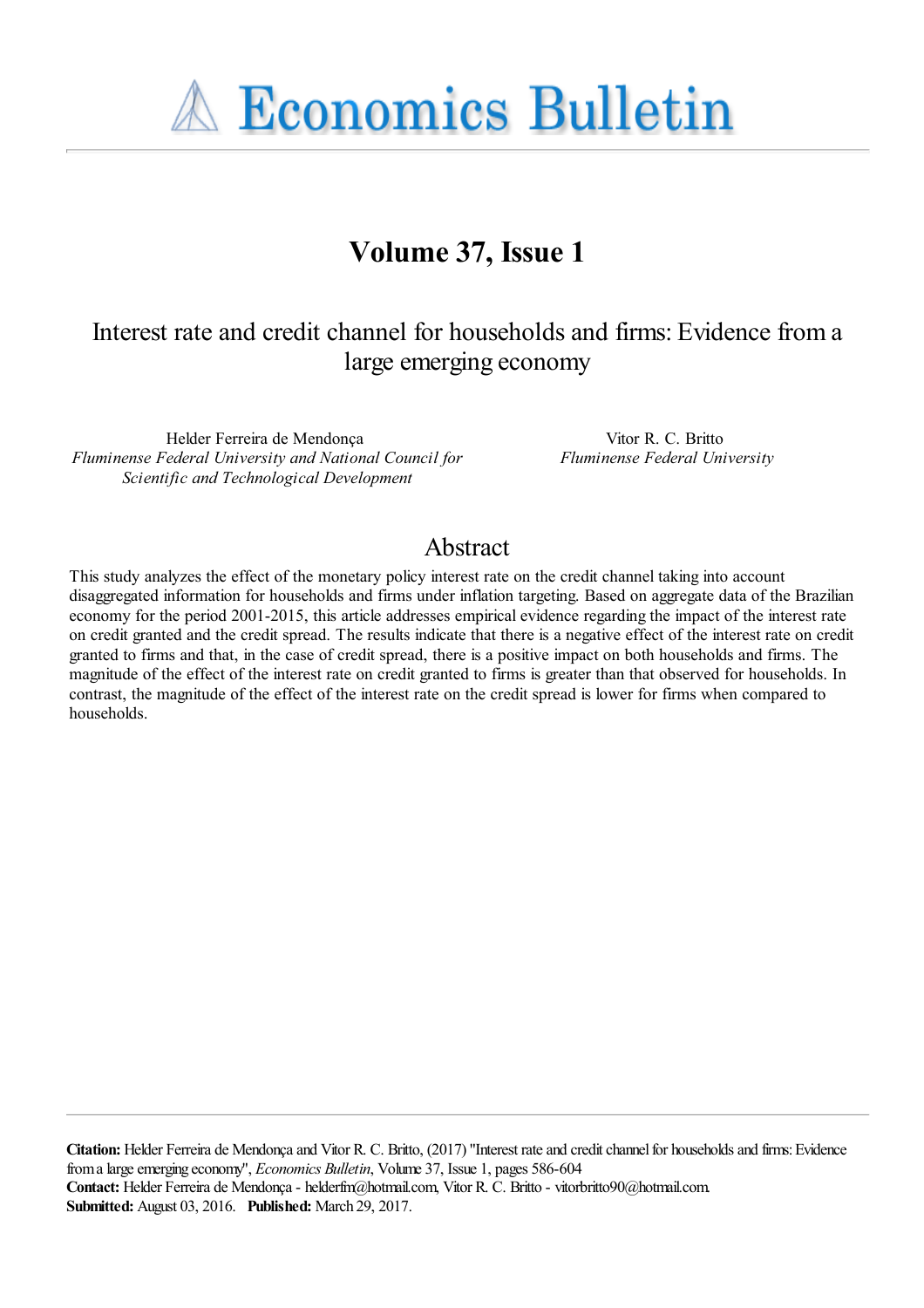# Economics Bulletin

## Volume 37, Issue 1

# Interest rate and credit channel for households and firms: Evidence from a large emerging economy

Helder Ferreira de Mendonça
*Fluminense Federal University and National Council for Scientific and Technological Development*

Vitor R. C. Britto
*Fluminense Federal University*

## Abstract

This study analyzes the effect of the monetary policy interest rate on the credit channel taking into account disaggregated information for households and firms under inflation targeting. Based on aggregate data of the Brazilian economy for the period 2001-2015, this article addresses empirical evidence regarding the impact of the interest rate on credit granted and the credit spread. The results indicate that there is a negative effect of the interest rate on credit granted to firms and that, in the case of credit spread, there is a positive impact on both households and firms. The magnitude of the effect of the interest rate on credit granted to firms is greater than that observed for households. In contrast, the magnitude of the effect of the interest rate on the credit spread is lower for firms when compared to households.

**Citation:** Helder Ferreira de Mendonça and Vitor R. C. Britto, (2017) "Interest rate and credit channel for households and firms: Evidence from a large emerging economy", *Economics Bulletin*, Volume 37, Issue 1, pages 586-604
**Contact:** Helder Ferreira de Mendonça - helderfm@hotmail.com, Vitor R. C. Britto - vitorbritto90@hotmail.com.
**Submitted:** August 03, 2016. **Published:** March 29, 2017.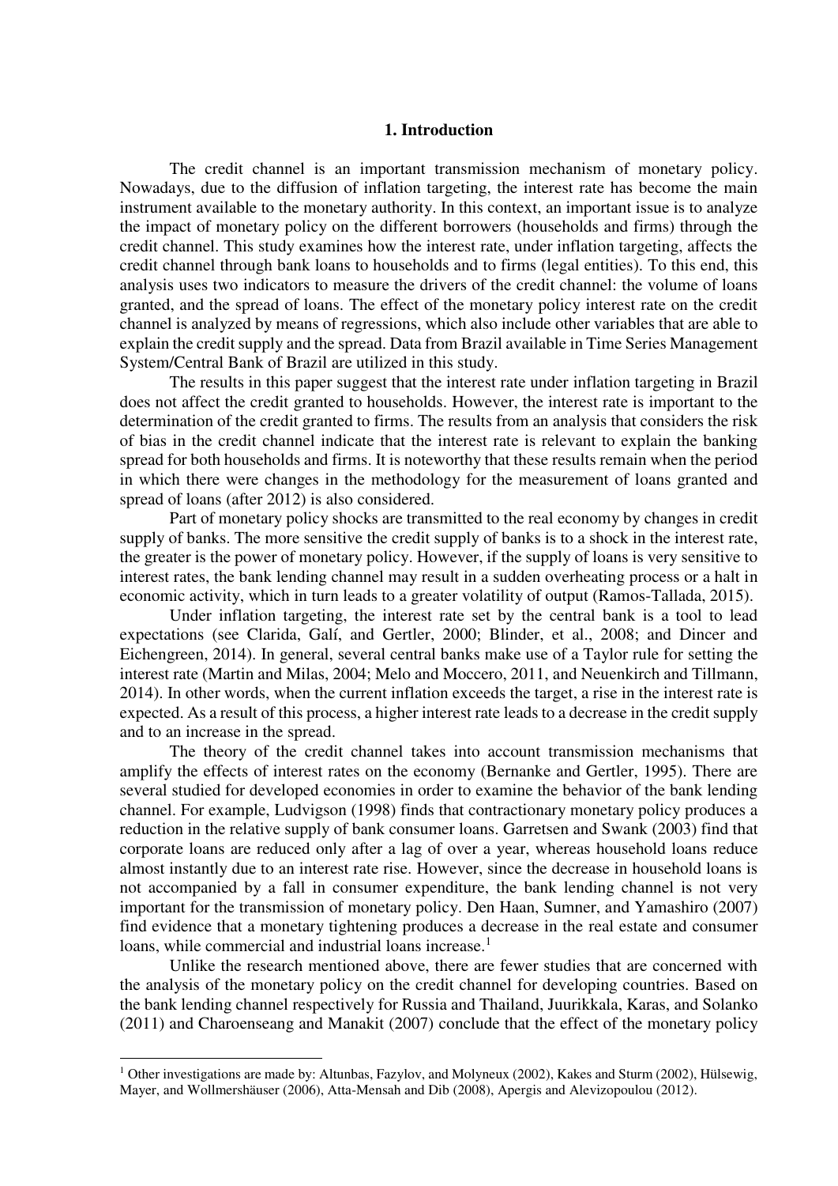## 1. Introduction

The credit channel is an important transmission mechanism of monetary policy. Nowadays, due to the diffusion of inflation targeting, the interest rate has become the main instrument available to the monetary authority. In this context, an important issue is to analyze the impact of monetary policy on the different borrowers (households and firms) through the credit channel. This study examines how the interest rate, under inflation targeting, affects the credit channel through bank loans to households and to firms (legal entities). To this end, this analysis uses two indicators to measure the drivers of the credit channel: the volume of loans granted, and the spread of loans. The effect of the monetary policy interest rate on the credit channel is analyzed by means of regressions, which also include other variables that are able to explain the credit supply and the spread. Data from Brazil available in Time Series Management System/Central Bank of Brazil are utilized in this study.

The results in this paper suggest that the interest rate under inflation targeting in Brazil does not affect the credit granted to households. However, the interest rate is important to the determination of the credit granted to firms. The results from an analysis that considers the risk of bias in the credit channel indicate that the interest rate is relevant to explain the banking spread for both households and firms. It is noteworthy that these results remain when the period in which there were changes in the methodology for the measurement of loans granted and spread of loans (after 2012) is also considered.

Part of monetary policy shocks are transmitted to the real economy by changes in credit supply of banks. The more sensitive the credit supply of banks is to a shock in the interest rate, the greater is the power of monetary policy. However, if the supply of loans is very sensitive to interest rates, the bank lending channel may result in a sudden overheating process or a halt in economic activity, which in turn leads to a greater volatility of output (Ramos-Tallada, 2015).

Under inflation targeting, the interest rate set by the central bank is a tool to lead expectations (see Clarida, Galí, and Gertler, 2000; Blinder, et al., 2008; and Dincer and Eichengreen, 2014). In general, several central banks make use of a Taylor rule for setting the interest rate (Martin and Milas, 2004; Melo and Moccero, 2011, and Neuenkirch and Tillmann, 2014). In other words, when the current inflation exceeds the target, a rise in the interest rate is expected. As a result of this process, a higher interest rate leads to a decrease in the credit supply and to an increase in the spread.

The theory of the credit channel takes into account transmission mechanisms that amplify the effects of interest rates on the economy (Bernanke and Gertler, 1995). There are several studied for developed economies in order to examine the behavior of the bank lending channel. For example, Ludvigson (1998) finds that contractionary monetary policy produces a reduction in the relative supply of bank consumer loans. Garretsen and Swank (2003) find that corporate loans are reduced only after a lag of over a year, whereas household loans reduce almost instantly due to an interest rate rise. However, since the decrease in household loans is not accompanied by a fall in consumer expenditure, the bank lending channel is not very important for the transmission of monetary policy. Den Haan, Sumner, and Yamashiro (2007) find evidence that a monetary tightening produces a decrease in the real estate and consumer loans, while commercial and industrial loans increase.[1]

Unlike the research mentioned above, there are fewer studies that are concerned with the analysis of the monetary policy on the credit channel for developing countries. Based on the bank lending channel respectively for Russia and Thailand, Juurikkala, Karas, and Solanko (2011) and Charoenseang and Manakit (2007) conclude that the effect of the monetary policy

[1] Other investigations are made by: Altunbas, Fazylov, and Molyneux (2002), Kakes and Sturm (2002), Hülsewig, Mayer, and Wollmershäuser (2006), Atta-Mensah and Dib (2008), Apergis and Alevizopoulou (2012).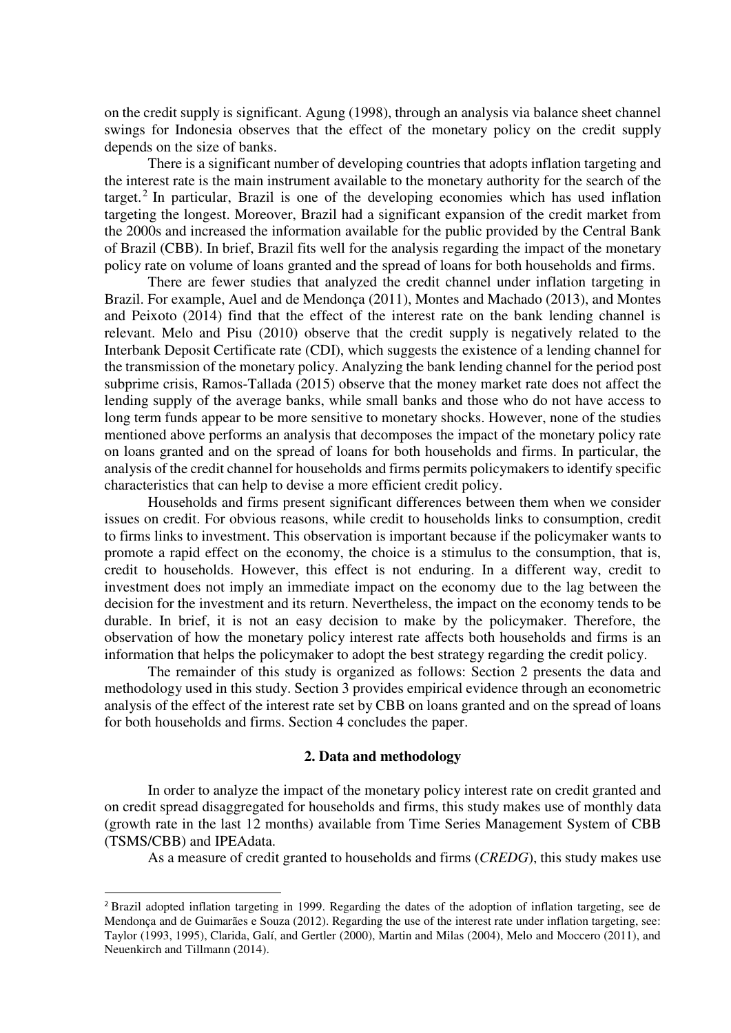on the credit supply is significant. Agung (1998), through an analysis via balance sheet channel swings for Indonesia observes that the effect of the monetary policy on the credit supply depends on the size of banks.

There is a significant number of developing countries that adopts inflation targeting and the interest rate is the main instrument available to the monetary authority for the search of the target.[2] In particular, Brazil is one of the developing economies which has used inflation targeting the longest. Moreover, Brazil had a significant expansion of the credit market from the 2000s and increased the information available for the public provided by the Central Bank of Brazil (CBB). In brief, Brazil fits well for the analysis regarding the impact of the monetary policy rate on volume of loans granted and the spread of loans for both households and firms.

There are fewer studies that analyzed the credit channel under inflation targeting in Brazil. For example, Auel and de Mendonça (2011), Montes and Machado (2013), and Montes and Peixoto (2014) find that the effect of the interest rate on the bank lending channel is relevant. Melo and Pisu (2010) observe that the credit supply is negatively related to the Interbank Deposit Certificate rate (CDI), which suggests the existence of a lending channel for the transmission of the monetary policy. Analyzing the bank lending channel for the period post subprime crisis, Ramos-Tallada (2015) observe that the money market rate does not affect the lending supply of the average banks, while small banks and those who do not have access to long term funds appear to be more sensitive to monetary shocks. However, none of the studies mentioned above performs an analysis that decomposes the impact of the monetary policy rate on loans granted and on the spread of loans for both households and firms. In particular, the analysis of the credit channel for households and firms permits policymakers to identify specific characteristics that can help to devise a more efficient credit policy.

Households and firms present significant differences between them when we consider issues on credit. For obvious reasons, while credit to households links to consumption, credit to firms links to investment. This observation is important because if the policymaker wants to promote a rapid effect on the economy, the choice is a stimulus to the consumption, that is, credit to households. However, this effect is not enduring. In a different way, credit to investment does not imply an immediate impact on the economy due to the lag between the decision for the investment and its return. Nevertheless, the impact on the economy tends to be durable. In brief, it is not an easy decision to make by the policymaker. Therefore, the observation of how the monetary policy interest rate affects both households and firms is an information that helps the policymaker to adopt the best strategy regarding the credit policy.

The remainder of this study is organized as follows: Section 2 presents the data and methodology used in this study. Section 3 provides empirical evidence through an econometric analysis of the effect of the interest rate set by CBB on loans granted and on the spread of loans for both households and firms. Section 4 concludes the paper.

## 2. Data and methodology

In order to analyze the impact of the monetary policy interest rate on credit granted and on credit spread disaggregated for households and firms, this study makes use of monthly data (growth rate in the last 12 months) available from Time Series Management System of CBB (TSMS/CBB) and IPEAdata.

As a measure of credit granted to households and firms (*CREDG*), this study makes use

---

[2] Brazil adopted inflation targeting in 1999. Regarding the dates of the adoption of inflation targeting, see de Mendonça and de Guimarães e Souza (2012). Regarding the use of the interest rate under inflation targeting, see: Taylor (1993, 1995), Clarida, Galí, and Gertler (2000), Martin and Milas (2004), Melo and Moccero (2011), and Neuenkirch and Tillmann (2014).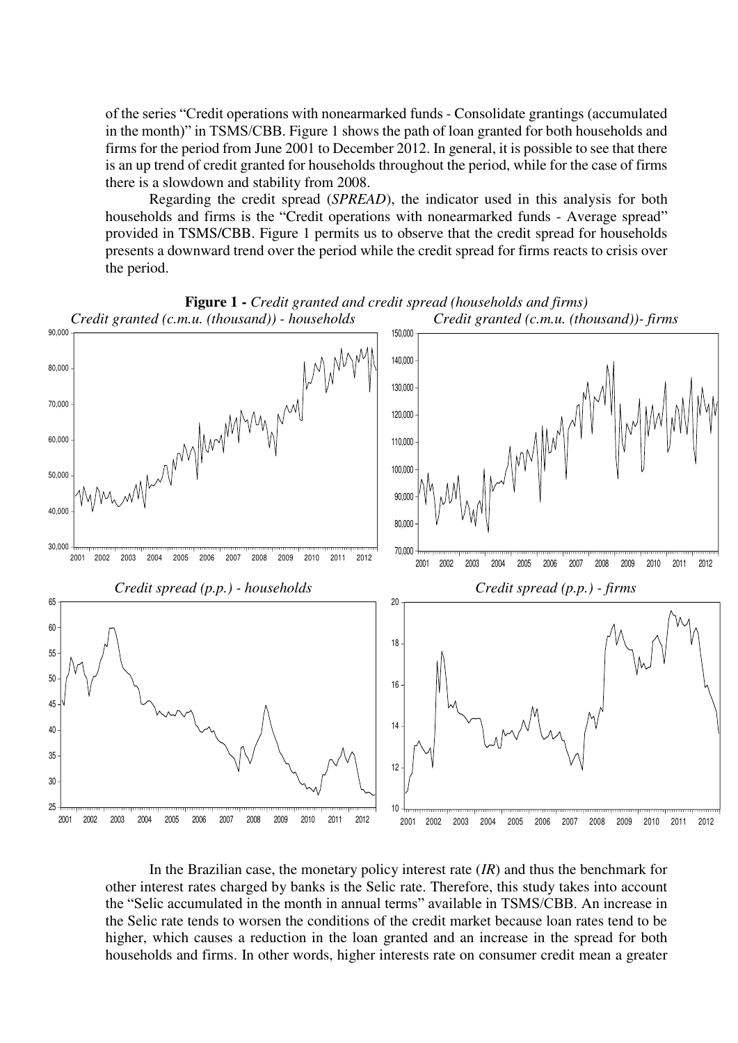of the series "Credit operations with nonearmarked funds - Consolidate grantings (accumulated in the month)" in TSMS/CBB. Figure 1 shows the path of loan granted for both households and firms for the period from June 2001 to December 2012. In general, it is possible to see that there is an up trend of credit granted for households throughout the period, while for the case of firms there is a slowdown and stability from 2008.

Regarding the credit spread (*SPREAD*), the indicator used in this analysis for both households and firms is the "Credit operations with nonearmarked funds - Average spread" provided in TSMS/CBB. Figure 1 permits us to observe that the credit spread for households presents a downward trend over the period while the credit spread for firms reacts to crisis over the period.

**Figure 1 -** *Credit granted and credit spread (households and firms)*

*Credit granted (c.m.u. (thousand)) - households*

*Credit granted (c.m.u. (thousand))- firms*

*Credit spread (p.p.) - households*

*Credit spread (p.p.) - firms*

In the Brazilian case, the monetary policy interest rate (*IR*) and thus the benchmark for other interest rates charged by banks is the Selic rate. Therefore, this study takes into account the "Selic accumulated in the month in annual terms" available in TSMS/CBB. An increase in the Selic rate tends to worsen the conditions of the credit market because loan rates tend to be higher, which causes a reduction in the loan granted and an increase in the spread for both households and firms. In other words, higher interests rate on consumer credit mean a greater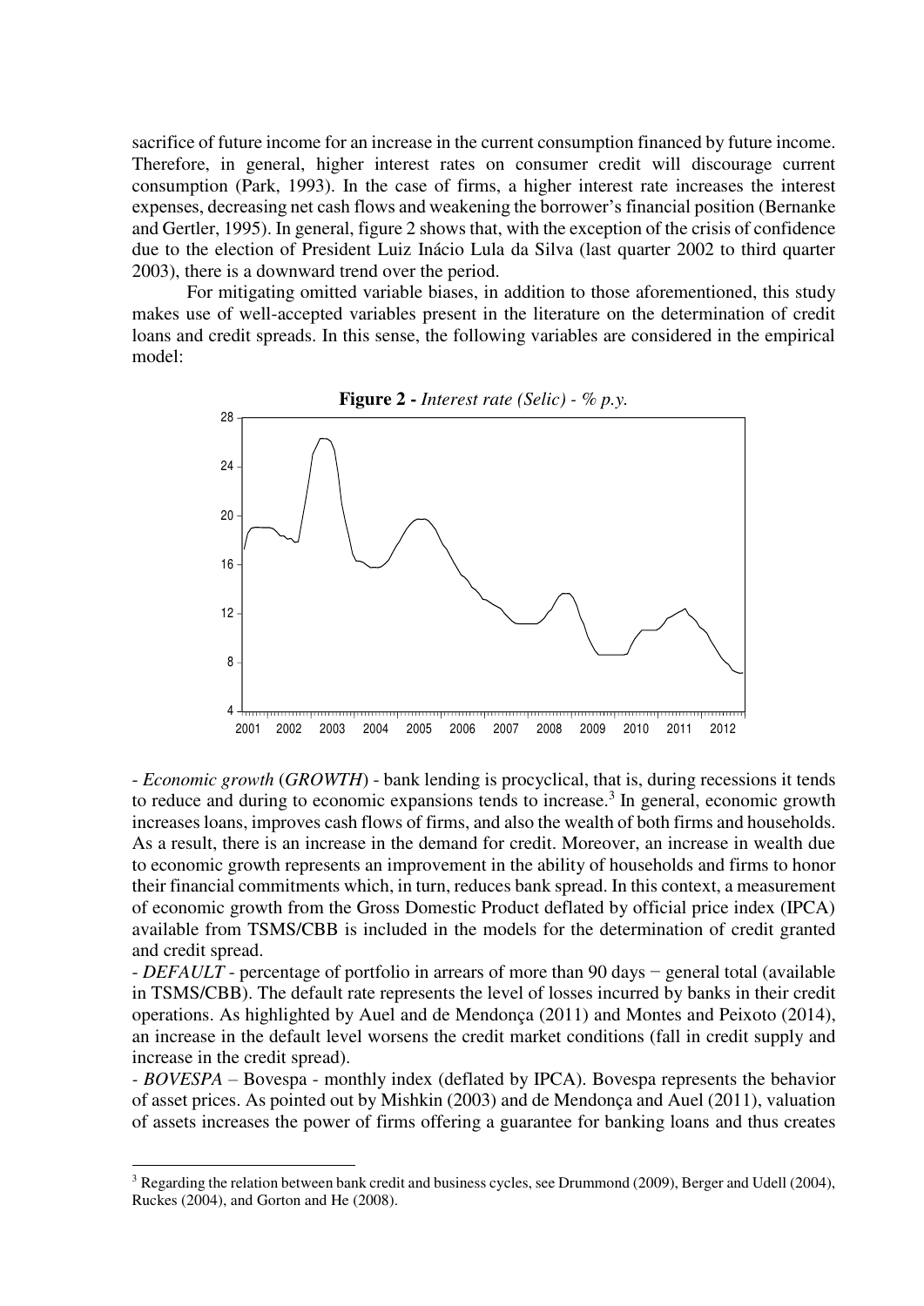sacrifice of future income for an increase in the current consumption financed by future income. Therefore, in general, higher interest rates on consumer credit will discourage current consumption (Park, 1993). In the case of firms, a higher interest rate increases the interest expenses, decreasing net cash flows and weakening the borrower's financial position (Bernanke and Gertler, 1995). In general, figure 2 shows that, with the exception of the crisis of confidence due to the election of President Luiz Inácio Lula da Silva (last quarter 2002 to third quarter 2003), there is a downward trend over the period.

For mitigating omitted variable biases, in addition to those aforementioned, this study makes use of well-accepted variables present in the literature on the determination of credit loans and credit spreads. In this sense, the following variables are considered in the empirical model:

**Figure 2 -** *Interest rate (Selic) - % p.y.*

- *Economic growth* (*GROWTH*) - bank lending is procyclical, that is, during recessions it tends to reduce and during to economic expansions tends to increase.[3] In general, economic growth increases loans, improves cash flows of firms, and also the wealth of both firms and households. As a result, there is an increase in the demand for credit. Moreover, an increase in wealth due to economic growth represents an improvement in the ability of households and firms to honor their financial commitments which, in turn, reduces bank spread. In this context, a measurement of economic growth from the Gross Domestic Product deflated by official price index (IPCA) available from TSMS/CBB is included in the models for the determination of credit granted and credit spread.
- *DEFAULT* - percentage of portfolio in arrears of more than 90 days − general total (available in TSMS/CBB). The default rate represents the level of losses incurred by banks in their credit operations. As highlighted by Auel and de Mendonça (2011) and Montes and Peixoto (2014), an increase in the default level worsens the credit market conditions (fall in credit supply and increase in the credit spread).
- *BOVESPA* – Bovespa - monthly index (deflated by IPCA). Bovespa represents the behavior of asset prices. As pointed out by Mishkin (2003) and de Mendonça and Auel (2011), valuation of assets increases the power of firms offering a guarantee for banking loans and thus creates

[3] Regarding the relation between bank credit and business cycles, see Drummond (2009), Berger and Udell (2004), Ruckes (2004), and Gorton and He (2008).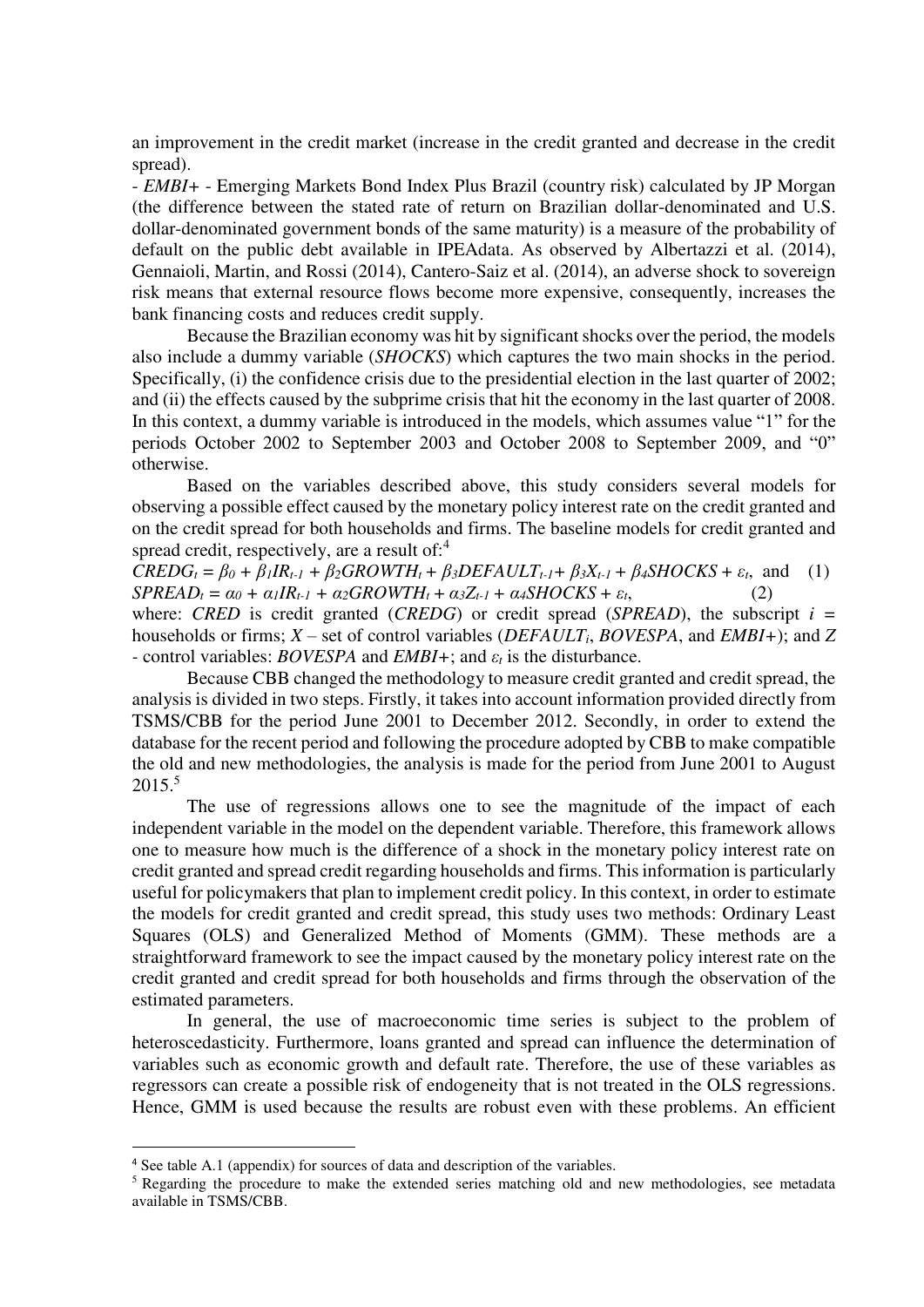an improvement in the credit market (increase in the credit granted and decrease in the credit spread).

- *EMBI+* - Emerging Markets Bond Index Plus Brazil (country risk) calculated by JP Morgan (the difference between the stated rate of return on Brazilian dollar-denominated and U.S. dollar-denominated government bonds of the same maturity) is a measure of the probability of default on the public debt available in IPEAdata. As observed by Albertazzi et al. (2014), Gennaioli, Martin, and Rossi (2014), Cantero-Saiz et al. (2014), an adverse shock to sovereign risk means that external resource flows become more expensive, consequently, increases the bank financing costs and reduces credit supply.

Because the Brazilian economy was hit by significant shocks over the period, the models also include a dummy variable (*SHOCKS*) which captures the two main shocks in the period. Specifically, (i) the confidence crisis due to the presidential election in the last quarter of 2002; and (ii) the effects caused by the subprime crisis that hit the economy in the last quarter of 2008. In this context, a dummy variable is introduced in the models, which assumes value "1" for the periods October 2002 to September 2003 and October 2008 to September 2009, and "0" otherwise.

Based on the variables described above, this study considers several models for observing a possible effect caused by the monetary policy interest rate on the credit granted and on the credit spread for both households and firms. The baseline models for credit granted and spread credit, respectively, are a result of:[4]

$$CREDG_t = \beta_0 + \beta_1 IR_{t-1} + \beta_2 GROWTH_t + \beta_3 DEFAULT_{t-1} + \beta_3 X_{t-1} + \beta_4 SHOCKS + \varepsilon_t, \text{ and} \quad (1)$$

$$SPREAD_t = \alpha_0 + \alpha_1 IR_{t-1} + \alpha_2 GROWTH_t + \alpha_3 Z_{t-1} + \alpha_4 SHOCKS + \varepsilon_t, \quad (2)$$

where: *CRED* is credit granted (*CREDG*) or credit spread (*SPREAD*), the subscript $i$ = households or firms; $X$ – set of control variables ($DEFAULT_i$, *BOVESPA*, and *EMBI+*); and $Z$ - control variables: *BOVESPA* and *EMBI+*; and $\varepsilon_t$ is the disturbance.

Because CBB changed the methodology to measure credit granted and credit spread, the analysis is divided in two steps. Firstly, it takes into account information provided directly from TSMS/CBB for the period June 2001 to December 2012. Secondly, in order to extend the database for the recent period and following the procedure adopted by CBB to make compatible the old and new methodologies, the analysis is made for the period from June 2001 to August 2015.[5]

The use of regressions allows one to see the magnitude of the impact of each independent variable in the model on the dependent variable. Therefore, this framework allows one to measure how much is the difference of a shock in the monetary policy interest rate on credit granted and spread credit regarding households and firms. This information is particularly useful for policymakers that plan to implement credit policy. In this context, in order to estimate the models for credit granted and credit spread, this study uses two methods: Ordinary Least Squares (OLS) and Generalized Method of Moments (GMM). These methods are a straightforward framework to see the impact caused by the monetary policy interest rate on the credit granted and credit spread for both households and firms through the observation of the estimated parameters.

In general, the use of macroeconomic time series is subject to the problem of heteroscedasticity. Furthermore, loans granted and spread can influence the determination of variables such as economic growth and default rate. Therefore, the use of these variables as regressors can create a possible risk of endogeneity that is not treated in the OLS regressions. Hence, GMM is used because the results are robust even with these problems. An efficient

---

[4] See table A.1 (appendix) for sources of data and description of the variables.

[5] Regarding the procedure to make the extended series matching old and new methodologies, see metadata available in TSMS/CBB.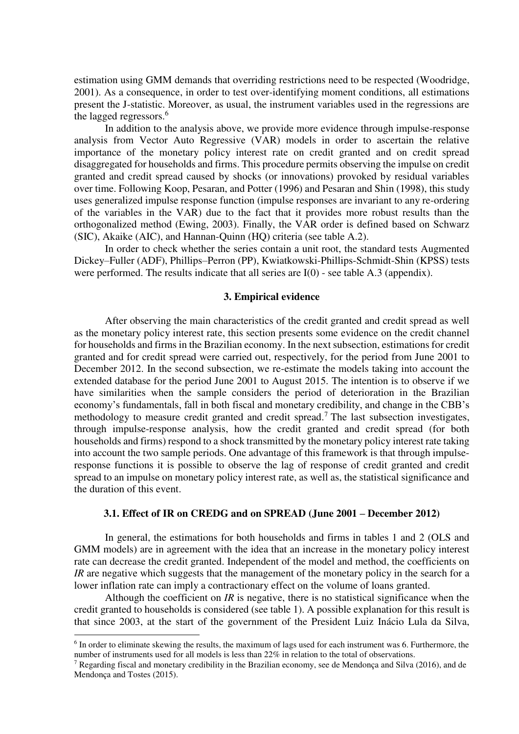estimation using GMM demands that overriding restrictions need to be respected (Woodridge, 2001). As a consequence, in order to test over-identifying moment conditions, all estimations present the J-statistic. Moreover, as usual, the instrument variables used in the regressions are the lagged regressors.[6]

In addition to the analysis above, we provide more evidence through impulse-response analysis from Vector Auto Regressive (VAR) models in order to ascertain the relative importance of the monetary policy interest rate on credit granted and on credit spread disaggregated for households and firms. This procedure permits observing the impulse on credit granted and credit spread caused by shocks (or innovations) provoked by residual variables over time. Following Koop, Pesaran, and Potter (1996) and Pesaran and Shin (1998), this study uses generalized impulse response function (impulse responses are invariant to any re-ordering of the variables in the VAR) due to the fact that it provides more robust results than the orthogonalized method (Ewing, 2003). Finally, the VAR order is defined based on Schwarz (SIC), Akaike (AIC), and Hannan-Quinn (HQ) criteria (see table A.2).

In order to check whether the series contain a unit root, the standard tests Augmented Dickey–Fuller (ADF), Phillips–Perron (PP), Kwiatkowski-Phillips-Schmidt-Shin (KPSS) tests were performed. The results indicate that all series are I(0) - see table A.3 (appendix).

## 3. Empirical evidence

After observing the main characteristics of the credit granted and credit spread as well as the monetary policy interest rate, this section presents some evidence on the credit channel for households and firms in the Brazilian economy. In the next subsection, estimations for credit granted and for credit spread were carried out, respectively, for the period from June 2001 to December 2012. In the second subsection, we re-estimate the models taking into account the extended database for the period June 2001 to August 2015. The intention is to observe if we have similarities when the sample considers the period of deterioration in the Brazilian economy's fundamentals, fall in both fiscal and monetary credibility, and change in the CBB's methodology to measure credit granted and credit spread.[7] The last subsection investigates, through impulse-response analysis, how the credit granted and credit spread (for both households and firms) respond to a shock transmitted by the monetary policy interest rate taking into account the two sample periods. One advantage of this framework is that through impulse-response functions it is possible to observe the lag of response of credit granted and credit spread to an impulse on monetary policy interest rate, as well as, the statistical significance and the duration of this event.

### 3.1. Effect of IR on CREDG and on SPREAD (June 2001 – December 2012)

In general, the estimations for both households and firms in tables 1 and 2 (OLS and GMM models) are in agreement with the idea that an increase in the monetary policy interest rate can decrease the credit granted. Independent of the model and method, the coefficients on *IR* are negative which suggests that the management of the monetary policy in the search for a lower inflation rate can imply a contractionary effect on the volume of loans granted.

Although the coefficient on *IR* is negative, there is no statistical significance when the credit granted to households is considered (see table 1). A possible explanation for this result is that since 2003, at the start of the government of the President Luiz Inácio Lula da Silva,

[6] In order to eliminate skewing the results, the maximum of lags used for each instrument was 6. Furthermore, the number of instruments used for all models is less than 22% in relation to the total of observations.

[7] Regarding fiscal and monetary credibility in the Brazilian economy, see de Mendonça and Silva (2016), and de Mendonça and Tostes (2015).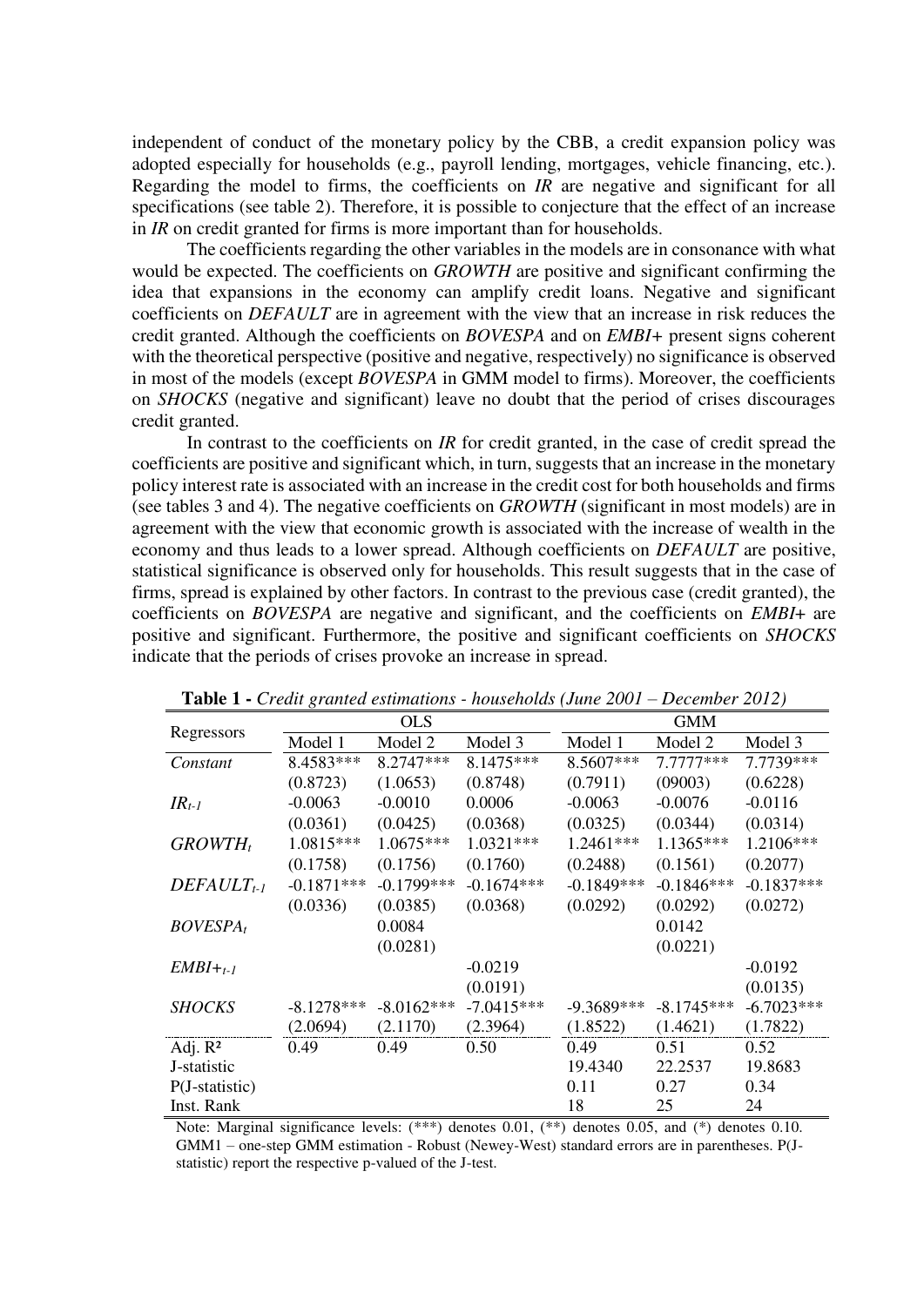independent of conduct of the monetary policy by the CBB, a credit expansion policy was adopted especially for households (e.g., payroll lending, mortgages, vehicle financing, etc.). Regarding the model to firms, the coefficients on *IR* are negative and significant for all specifications (see table 2). Therefore, it is possible to conjecture that the effect of an increase in *IR* on credit granted for firms is more important than for households.

The coefficients regarding the other variables in the models are in consonance with what would be expected. The coefficients on *GROWTH* are positive and significant confirming the idea that expansions in the economy can amplify credit loans. Negative and significant coefficients on *DEFAULT* are in agreement with the view that an increase in risk reduces the credit granted. Although the coefficients on *BOVESPA* and on *EMBI+* present signs coherent with the theoretical perspective (positive and negative, respectively) no significance is observed in most of the models (except *BOVESPA* in GMM model to firms). Moreover, the coefficients on *SHOCKS* (negative and significant) leave no doubt that the period of crises discourages credit granted.

In contrast to the coefficients on *IR* for credit granted, in the case of credit spread the coefficients are positive and significant which, in turn, suggests that an increase in the monetary policy interest rate is associated with an increase in the credit cost for both households and firms (see tables 3 and 4). The negative coefficients on *GROWTH* (significant in most models) are in agreement with the view that economic growth is associated with the increase of wealth in the economy and thus leads to a lower spread. Although coefficients on *DEFAULT* are positive, statistical significance is observed only for households. This result suggests that in the case of firms, spread is explained by other factors. In contrast to the previous case (credit granted), the coefficients on *BOVESPA* are negative and significant, and the coefficients on *EMBI+* are positive and significant. Furthermore, the positive and significant coefficients on *SHOCKS* indicate that the periods of crises provoke an increase in spread.

**Table 1 -** *Credit granted estimations - households (June 2001 – December 2012)*

| Regressors | OLS | | | GMM | | |
|---|---|---|---|---|---|---|
| | Model 1 | Model 2 | Model 3 | Model 1 | Model 2 | Model 3 |
| *Constant* | 8.4583*** | 8.2747*** | 8.1475*** | 8.5607*** | 7.7777*** | 7.7739*** |
| | (0.8723) | (1.0653) | (0.8748) | (0.7911) | (09003) | (0.6228) |
| $IR_{t-1}$ | -0.0063 | -0.0010 | 0.0006 | -0.0063 | -0.0076 | -0.0116 |
| | (0.0361) | (0.0425) | (0.0368) | (0.0325) | (0.0344) | (0.0314) |
| $GROWTH_t$ | 1.0815*** | 1.0675*** | 1.0321*** | 1.2461*** | 1.1365*** | 1.2106*** |
| | (0.1758) | (0.1756) | (0.1760) | (0.2488) | (0.1561) | (0.2077) |
| $DEFAULT_{t-1}$ | -0.1871*** | -0.1799*** | -0.1674*** | -0.1849*** | -0.1846*** | -0.1837*** |
| | (0.0336) | (0.0385) | (0.0368) | (0.0292) | (0.0292) | (0.0272) |
| $BOVESPA_t$ | | 0.0084 | | | 0.0142 | |
| | | (0.0281) | | | (0.0221) | |
| $EMBI+_{t-1}$ | | | -0.0219 | | | -0.0192 |
| | | | (0.0191) | | | (0.0135) |
| *SHOCKS* | -8.1278*** | -8.0162*** | -7.0415*** | -9.3689*** | -8.1745*** | -6.7023*** |
| | (2.0694) | (2.1170) | (2.3964) | (1.8522) | (1.4621) | (1.7822) |
| Adj. $R^2$ | 0.49 | 0.49 | 0.50 | 0.49 | 0.51 | 0.52 |
| J-statistic | | | | 19.4340 | 22.2537 | 19.8683 |
| P(J-statistic) | | | | 0.11 | 0.27 | 0.34 |
| Inst. Rank | | | | 18 | 25 | 24 |

Note: Marginal significance levels: (***) denotes 0.01, (**) denotes 0.05, and (*) denotes 0.10. GMM1 – one-step GMM estimation - Robust (Newey-West) standard errors are in parentheses. P(J-statistic) report the respective p-valued of the J-test.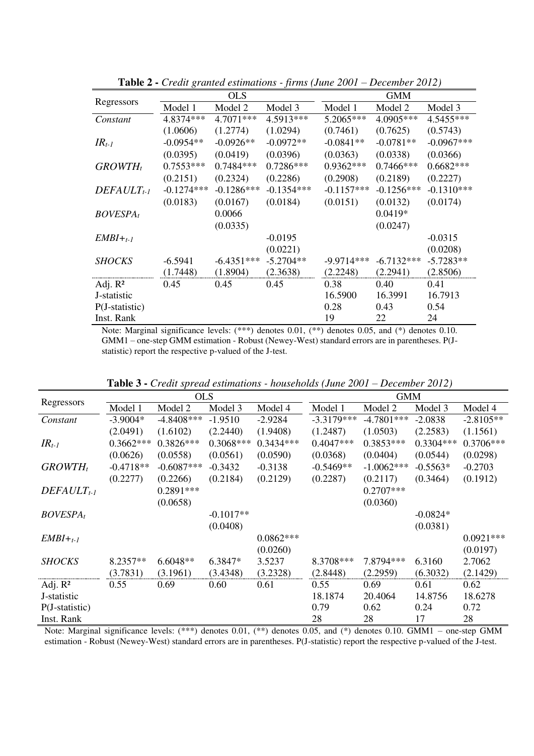**Table 2 -** *Credit granted estimations - firms (June 2001 – December 2012)*

| Regressors | OLS | | | GMM | | |
|---|---|---|---|---|---|---|
| | Model 1 | Model 2 | Model 3 | Model 1 | Model 2 | Model 3 |
| *Constant* | 4.8374*** | 4.7071*** | 4.5913*** | 5.2065*** | 4.0905*** | 4.5455*** |
| | (1.0606) | (1.2774) | (1.0294) | (0.7461) | (0.7625) | (0.5743) |
| $IR_{t-1}$ | -0.0954** | -0.0926** | -0.0972** | -0.0841** | -0.0781** | -0.0967*** |
| | (0.0395) | (0.0419) | (0.0396) | (0.0363) | (0.0338) | (0.0366) |
| $GROWTH_t$ | 0.7553*** | 0.7484*** | 0.7286*** | 0.9362*** | 0.7466*** | 0.6682*** |
| | (0.2151) | (0.2324) | (0.2286) | (0.2908) | (0.2189) | (0.2227) |
| $DEFAULT_{t-1}$ | -0.1274*** | -0.1286*** | -0.1354*** | -0.1157*** | -0.1256*** | -0.1310*** |
| | (0.0183) | (0.0167) | (0.0184) | (0.0151) | (0.0132) | (0.0174) |
| $BOVESPA_t$ | | 0.0066 | | | 0.0419* | |
| | | (0.0335) | | | (0.0247) | |
| $EMBI+_{t-1}$ | | | -0.0195 | | | -0.0315 |
| | | | (0.0221) | | | (0.0208) |
| *SHOCKS* | -6.5941 | -6.4351*** | -5.2704** | -9.9714*** | -6.7132*** | -5.7283** |
| | (1.7448) | (1.8904) | (2.3638) | (2.2248) | (2.2941) | (2.8506) |
| Adj. R² | 0.45 | 0.45 | 0.45 | 0.38 | 0.40 | 0.41 |
| J-statistic | | | | 16.5900 | 16.3991 | 16.7913 |
| P(J-statistic) | | | | 0.28 | 0.43 | 0.54 |
| Inst. Rank | | | | 19 | 22 | 24 |

Note: Marginal significance levels: (***) denotes 0.01, (**) denotes 0.05, and (*) denotes 0.10. GMM1 – one-step GMM estimation - Robust (Newey-West) standard errors are in parentheses. P(J-statistic) report the respective p-valued of the J-test.

**Table 3 -** *Credit spread estimations - households (June 2001 – December 2012)*

| Regressors | OLS | | | | GMM | | | |
|---|---|---|---|---|---|---|---|---|
| | Model 1 | Model 2 | Model 3 | Model 4 | Model 1 | Model 2 | Model 3 | Model 4 |
| *Constant* | -3.9004* | -4.8408*** | -1.9510 | -2.9284 | -3.3179*** | -4.7801*** | -2.0838 | -2.8105** |
| | (2.0491) | (1.6102) | (2.2440) | (1.9408) | (1.2487) | (1.0503) | (2.2583) | (1.1561) |
| $IR_{t-1}$ | 0.3662*** | 0.3826*** | 0.3068*** | 0.3434*** | 0.4047*** | 0.3853*** | 0.3304*** | 0.3706*** |
| | (0.0626) | (0.0558) | (0.0561) | (0.0590) | (0.0368) | (0.0404) | (0.0544) | (0.0298) |
| $GROWTH_t$ | -0.4718** | -0.6087*** | -0.3432 | -0.3138 | -0.5469** | -1.0062*** | -0.5563* | -0.2703 |
| | (0.2277) | (0.2266) | (0.2184) | (0.2129) | (0.2287) | (0.2117) | (0.3464) | (0.1912) |
| $DEFAULT_{t-1}$ | | 0.2891*** | | | | 0.2707*** | | |
| | | (0.0658) | | | | (0.0360) | | |
| $BOVESPA_t$ | | | -0.1017** | | | | -0.0824* | |
| | | | (0.0408) | | | | (0.0381) | |
| $EMBI+_{t-1}$ | | | | 0.0862*** | | | | 0.0921*** |
| | | | | (0.0260) | | | | (0.0197) |
| *SHOCKS* | 8.2357** | 6.6048** | 6.3847* | 3.5237 | 8.3708*** | 7.8794*** | 6.3160 | 2.7062 |
| | (3.7831) | (3.1961) | (3.4348) | (3.2328) | (2.8448) | (2.2959) | (6.3032) | (2.1429) |
| Adj. R² | 0.55 | 0.69 | 0.60 | 0.61 | 0.55 | 0.69 | 0.61 | 0.62 |
| J-statistic | | | | | 18.1874 | 20.4064 | 14.8756 | 18.6278 |
| P(J-statistic) | | | | | 0.79 | 0.62 | 0.24 | 0.72 |
| Inst. Rank | | | | | 28 | 28 | 17 | 28 |

Note: Marginal significance levels: (***) denotes 0.01, (**) denotes 0.05, and (*) denotes 0.10. GMM1 – one-step GMM estimation - Robust (Newey-West) standard errors are in parentheses. P(J-statistic) report the respective p-valued of the J-test.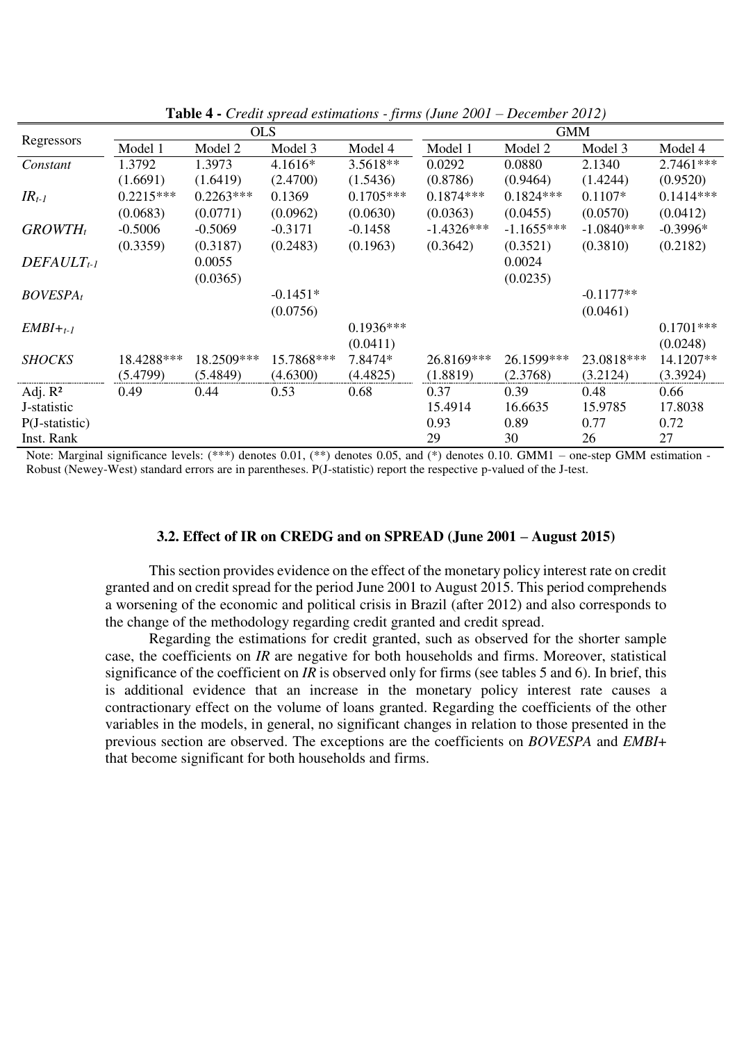**Table 4 -** *Credit spread estimations - firms (June 2001 – December 2012)*

| Regressors | OLS | | | | GMM | | | |
|---|---|---|---|---|---|---|---|---|
| | Model 1 | Model 2 | Model 3 | Model 4 | Model 1 | Model 2 | Model 3 | Model 4 |
| *Constant* | 1.3792 | 1.3973 | 4.1616* | 3.5618** | 0.0292 | 0.0880 | 2.1340 | 2.7461*** |
| | (1.6691) | (1.6419) | (2.4700) | (1.5436) | (0.8786) | (0.9464) | (1.4244) | (0.9520) |
| $IR_{t-1}$ | 0.2215*** | 0.2263*** | 0.1369 | 0.1705*** | 0.1874*** | 0.1824*** | 0.1107* | 0.1414*** |
| | (0.0683) | (0.0771) | (0.0962) | (0.0630) | (0.0363) | (0.0455) | (0.0570) | (0.0412) |
| $GROWTH_t$ | -0.5006 | -0.5069 | -0.3171 | -0.1458 | -1.4326*** | -1.1655*** | -1.0840*** | -0.3996* |
| | (0.3359) | (0.3187) | (0.2483) | (0.1963) | (0.3642) | (0.3521) | (0.3810) | (0.2182) |
| $DEFAULT_{t-1}$ | | 0.0055 | | | | 0.0024 | | |
| | | (0.0365) | | | | (0.0235) | | |
| $BOVESPA_t$ | | | -0.1451* | | | | -0.1177** | |
| | | | (0.0756) | | | | (0.0461) | |
| $EMBI+_{t-1}$ | | | | 0.1936*** | | | | 0.1701*** |
| | | | | (0.0411) | | | | (0.0248) |
| *SHOCKS* | 18.4288*** | 18.2509*** | 15.7868*** | 7.8474* | 26.8169*** | 26.1599*** | 23.0818*** | 14.1207** |
| | (5.4799) | (5.4849) | (4.6300) | (4.4825) | (1.8819) | (2.3768) | (3.2124) | (3.3924) |
| Adj. $R^2$ | 0.49 | 0.44 | 0.53 | 0.68 | 0.37 | 0.39 | 0.48 | 0.66 |
| J-statistic | | | | | 15.4914 | 16.6635 | 15.9785 | 17.8038 |
| P(J-statistic) | | | | | 0.93 | 0.89 | 0.77 | 0.72 |
| Inst. Rank | | | | | 29 | 30 | 26 | 27 |

Note: Marginal significance levels: (***) denotes 0.01, (**) denotes 0.05, and (*) denotes 0.10. GMM1 – one-step GMM estimation - Robust (Newey-West) standard errors are in parentheses. P(J-statistic) report the respective p-valued of the J-test.

### 3.2. Effect of IR on CREDG and on SPREAD (June 2001 – August 2015)

This section provides evidence on the effect of the monetary policy interest rate on credit granted and on credit spread for the period June 2001 to August 2015. This period comprehends a worsening of the economic and political crisis in Brazil (after 2012) and also corresponds to the change of the methodology regarding credit granted and credit spread.

Regarding the estimations for credit granted, such as observed for the shorter sample case, the coefficients on *IR* are negative for both households and firms. Moreover, statistical significance of the coefficient on *IR* is observed only for firms (see tables 5 and 6). In brief, this is additional evidence that an increase in the monetary policy interest rate causes a contractionary effect on the volume of loans granted. Regarding the coefficients of the other variables in the models, in general, no significant changes in relation to those presented in the previous section are observed. The exceptions are the coefficients on *BOVESPA* and *EMBI+* that become significant for both households and firms.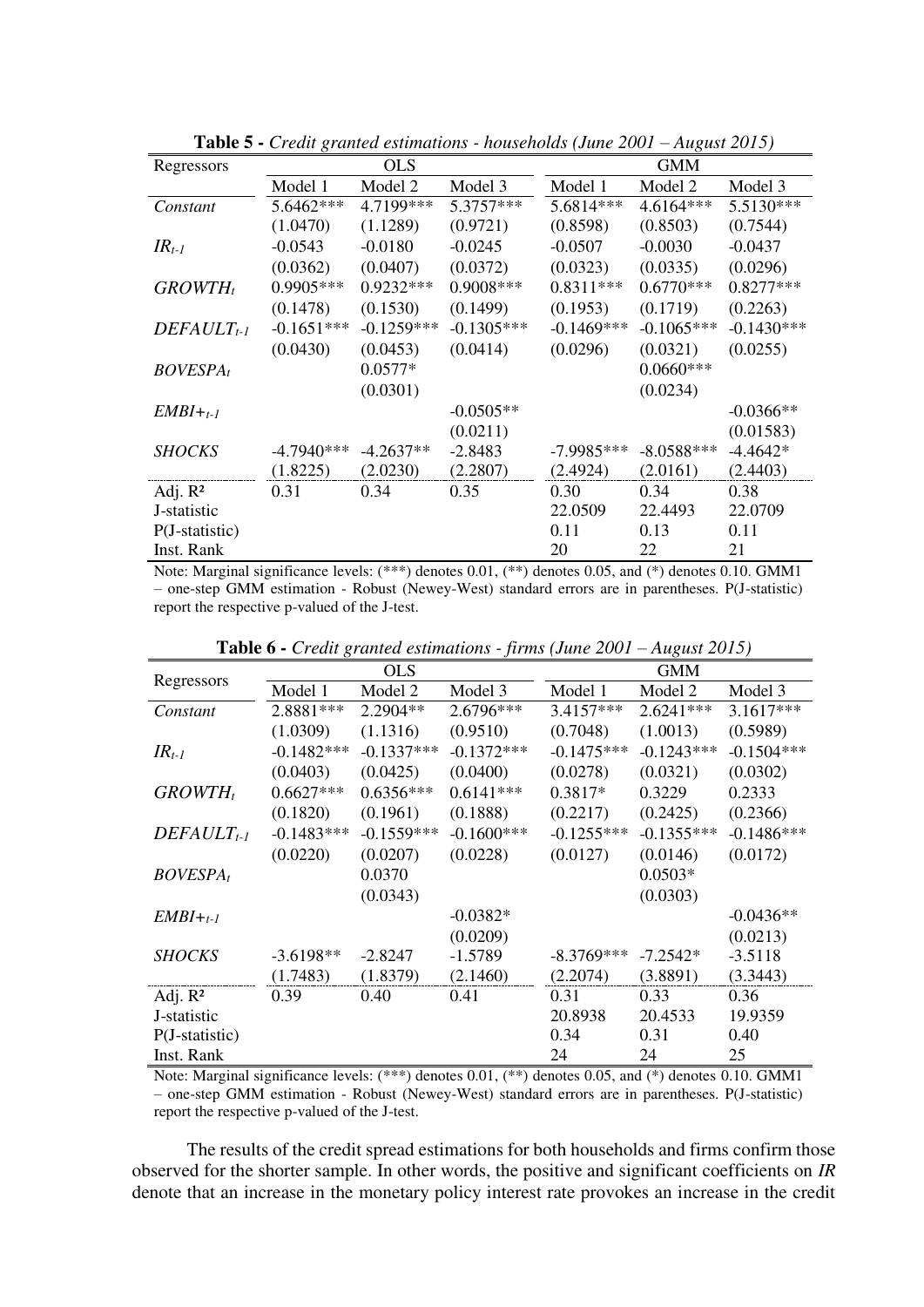**Table 5 -** *Credit granted estimations - households (June 2001 – August 2015)*

| Regressors | OLS | | | GMM | | |
|---|---|---|---|---|---|---|
| | Model 1 | Model 2 | Model 3 | Model 1 | Model 2 | Model 3 |
| *Constant* | 5.6462*** | 4.7199*** | 5.3757*** | 5.6814*** | 4.6164*** | 5.5130*** |
| | (1.0470) | (1.1289) | (0.9721) | (0.8598) | (0.8503) | (0.7544) |
| $IR_{t-1}$ | -0.0543 | -0.0180 | -0.0245 | -0.0507 | -0.0030 | -0.0437 |
| | (0.0362) | (0.0407) | (0.0372) | (0.0323) | (0.0335) | (0.0296) |
| $GROWTH_t$ | 0.9905*** | 0.9232*** | 0.9008*** | 0.8311*** | 0.6770*** | 0.8277*** |
| | (0.1478) | (0.1530) | (0.1499) | (0.1953) | (0.1719) | (0.2263) |
| $DEFAULT_{t-1}$ | -0.1651*** | -0.1259*** | -0.1305*** | -0.1469*** | -0.1065*** | -0.1430*** |
| | (0.0430) | (0.0453) | (0.0414) | (0.0296) | (0.0321) | (0.0255) |
| $BOVESPA_t$ | | 0.0577* | | | 0.0660*** | |
| | | (0.0301) | | | (0.0234) | |
| $EMBI+_{t-1}$ | | | -0.0505** | | | -0.0366** |
| | | | (0.0211) | | | (0.01583) |
| *SHOCKS* | -4.7940*** | -4.2637** | -2.8483 | -7.9985*** | -8.0588*** | -4.4642* |
| | (1.8225) | (2.0230) | (2.2807) | (2.4924) | (2.0161) | (2.4403) |
| Adj. $R^2$ | 0.31 | 0.34 | 0.35 | 0.30 | 0.34 | 0.38 |
| J-statistic | | | | 22.0509 | 22.4493 | 22.0709 |
| P(J-statistic) | | | | 0.11 | 0.13 | 0.11 |
| Inst. Rank | | | | 20 | 22 | 21 |

Note: Marginal significance levels: (***) denotes 0.01, (**) denotes 0.05, and (*) denotes 0.10. GMM1 – one-step GMM estimation - Robust (Newey-West) standard errors are in parentheses. P(J-statistic) report the respective p-valued of the J-test.

**Table 6 -** *Credit granted estimations - firms (June 2001 – August 2015)*

| Regressors | OLS | | | GMM | | |
|---|---|---|---|---|---|---|
| | Model 1 | Model 2 | Model 3 | Model 1 | Model 2 | Model 3 |
| *Constant* | 2.8881*** | 2.2904** | 2.6796*** | 3.4157*** | 2.6241*** | 3.1617*** |
| | (1.0309) | (1.1316) | (0.9510) | (0.7048) | (1.0013) | (0.5989) |
| $IR_{t-1}$ | -0.1482*** | -0.1337*** | -0.1372*** | -0.1475*** | -0.1243*** | -0.1504*** |
| | (0.0403) | (0.0425) | (0.0400) | (0.0278) | (0.0321) | (0.0302) |
| $GROWTH_t$ | 0.6627*** | 0.6356*** | 0.6141*** | 0.3817* | 0.3229 | 0.2333 |
| | (0.1820) | (0.1961) | (0.1888) | (0.2217) | (0.2425) | (0.2366) |
| $DEFAULT_{t-1}$ | -0.1483*** | -0.1559*** | -0.1600*** | -0.1255*** | -0.1355*** | -0.1486*** |
| | (0.0220) | (0.0207) | (0.0228) | (0.0127) | (0.0146) | (0.0172) |
| $BOVESPA_t$ | | 0.0370 | | | 0.0503* | |
| | | (0.0343) | | | (0.0303) | |
| $EMBI+_{t-1}$ | | | -0.0382* | | | -0.0436** |
| | | | (0.0209) | | | (0.0213) |
| *SHOCKS* | -3.6198** | -2.8247 | -1.5789 | -8.3769*** | -7.2542* | -3.5118 |
| | (1.7483) | (1.8379) | (2.1460) | (2.2074) | (3.8891) | (3.3443) |
| Adj. $R^2$ | 0.39 | 0.40 | 0.41 | 0.31 | 0.33 | 0.36 |
| J-statistic | | | | 20.8938 | 20.4533 | 19.9359 |
| P(J-statistic) | | | | 0.34 | 0.31 | 0.40 |
| Inst. Rank | | | | 24 | 24 | 25 |

Note: Marginal significance levels: (***) denotes 0.01, (**) denotes 0.05, and (*) denotes 0.10. GMM1 – one-step GMM estimation - Robust (Newey-West) standard errors are in parentheses. P(J-statistic) report the respective p-valued of the J-test.

The results of the credit spread estimations for both households and firms confirm those observed for the shorter sample. In other words, the positive and significant coefficients on *IR* denote that an increase in the monetary policy interest rate provokes an increase in the credit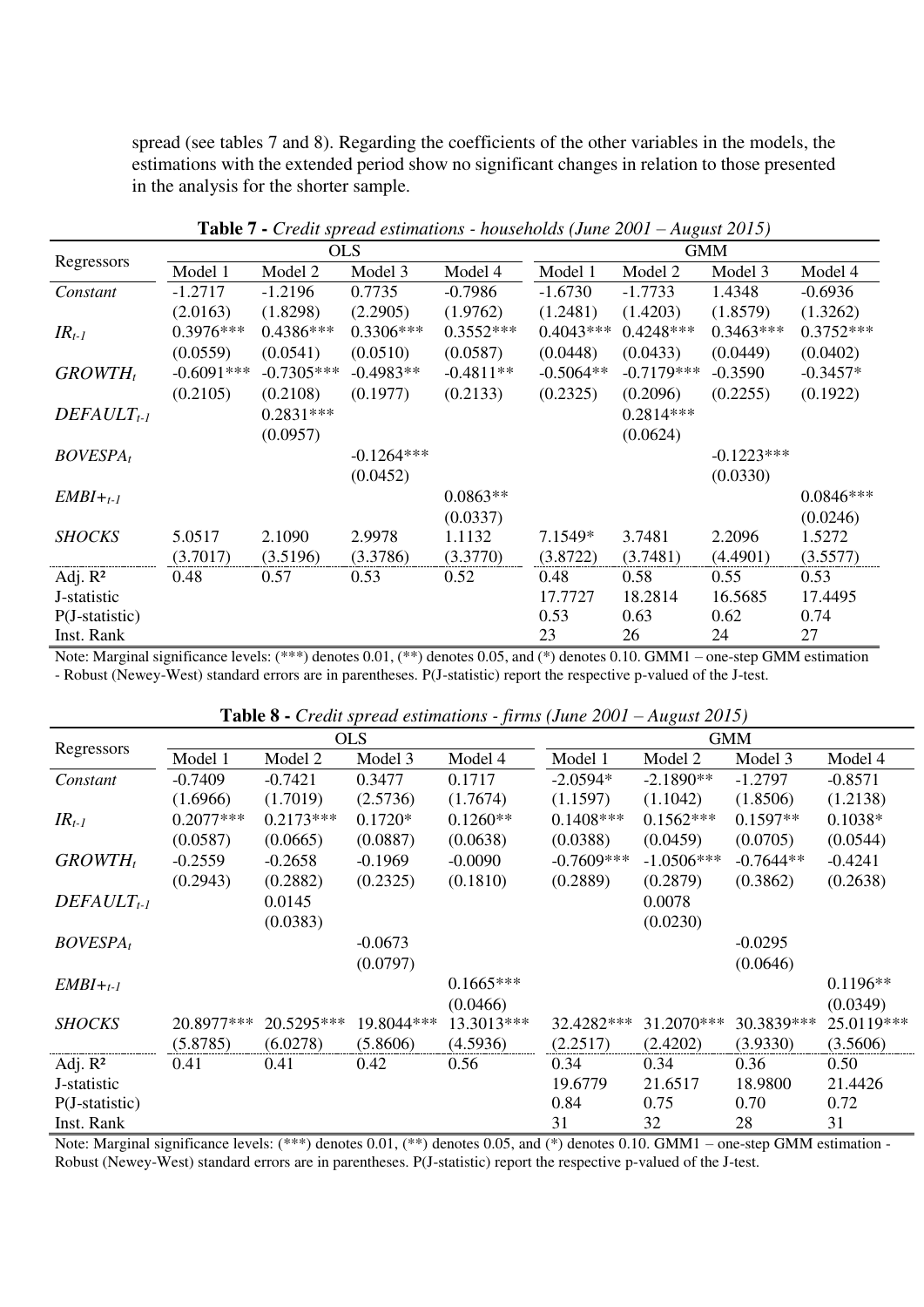spread (see tables 7 and 8). Regarding the coefficients of the other variables in the models, the estimations with the extended period show no significant changes in relation to those presented in the analysis for the shorter sample.

**Table 7 -** *Credit spread estimations - households (June 2001 – August 2015)*

| Regressors | OLS | | | | GMM | | | |
|---|---|---|---|---|---|---|---|---|
| | Model 1 | Model 2 | Model 3 | Model 4 | Model 1 | Model 2 | Model 3 | Model 4 |
| *Constant* | -1.2717 | -1.2196 | 0.7735 | -0.7986 | -1.6730 | -1.7733 | 1.4348 | -0.6936 |
| | (2.0163) | (1.8298) | (2.2905) | (1.9762) | (1.2481) | (1.4203) | (1.8579) | (1.3262) |
| $IR_{t-1}$ | 0.3976*** | 0.4386*** | 0.3306*** | 0.3552*** | 0.4043*** | 0.4248*** | 0.3463*** | 0.3752*** |
| | (0.0559) | (0.0541) | (0.0510) | (0.0587) | (0.0448) | (0.0433) | (0.0449) | (0.0402) |
| $GROWTH_t$ | -0.6091*** | -0.7305*** | -0.4983** | -0.4811** | -0.5064** | -0.7179*** | -0.3590 | -0.3457* |
| | (0.2105) | (0.2108) | (0.1977) | (0.2133) | (0.2325) | (0.2096) | (0.2255) | (0.1922) |
| $DEFAULT_{t-1}$ | | 0.2831*** | | | | 0.2814*** | | |
| | | (0.0957) | | | | (0.0624) | | |
| $BOVESPA_t$ | | | -0.1264*** | | | | -0.1223*** | |
| | | | (0.0452) | | | | (0.0330) | |
| $EMBI+_{t-1}$ | | | | 0.0863** | | | | 0.0846*** |
| | | | | (0.0337) | | | | (0.0246) |
| *SHOCKS* | 5.0517 | 2.1090 | 2.9978 | 1.1132 | 7.1549* | 3.7481 | 2.2096 | 1.5272 |
| | (3.7017) | (3.5196) | (3.3786) | (3.3770) | (3.8722) | (3.7481) | (4.4901) | (3.5577) |
| Adj. $R^2$ | 0.48 | 0.57 | 0.53 | 0.52 | 0.48 | 0.58 | 0.55 | 0.53 |
| J-statistic | | | | | 17.7727 | 18.2814 | 16.5685 | 17.4495 |
| P(J-statistic) | | | | | 0.53 | 0.63 | 0.62 | 0.74 |
| Inst. Rank | | | | | 23 | 26 | 24 | 27 |

Note: Marginal significance levels: (***) denotes 0.01, (**) denotes 0.05, and (*) denotes 0.10. GMM1 – one-step GMM estimation - Robust (Newey-West) standard errors are in parentheses. P(J-statistic) report the respective p-valued of the J-test.

**Table 8 -** *Credit spread estimations - firms (June 2001 – August 2015)*

| Regressors | OLS | | | | GMM | | | |
|---|---|---|---|---|---|---|---|---|
| | Model 1 | Model 2 | Model 3 | Model 4 | Model 1 | Model 2 | Model 3 | Model 4 |
| *Constant* | -0.7409 | -0.7421 | 0.3477 | 0.1717 | -2.0594* | -2.1890** | -1.2797 | -0.8571 |
| | (1.6966) | (1.7019) | (2.5736) | (1.7674) | (1.1597) | (1.1042) | (1.8506) | (1.2138) |
| $IR_{t-1}$ | 0.2077*** | 0.2173*** | 0.1720* | 0.1260** | 0.1408*** | 0.1562*** | 0.1597** | 0.1038* |
| | (0.0587) | (0.0665) | (0.0887) | (0.0638) | (0.0388) | (0.0459) | (0.0705) | (0.0544) |
| $GROWTH_t$ | -0.2559 | -0.2658 | -0.1969 | -0.0090 | -0.7609*** | -1.0506*** | -0.7644** | -0.4241 |
| | (0.2943) | (0.2882) | (0.2325) | (0.1810) | (0.2889) | (0.2879) | (0.3862) | (0.2638) |
| $DEFAULT_{t-1}$ | | 0.0145 | | | | 0.0078 | | |
| | | (0.0383) | | | | (0.0230) | | |
| $BOVESPA_t$ | | | -0.0673 | | | | -0.0295 | |
| | | | (0.0797) | | | | (0.0646) | |
| $EMBI+_{t-1}$ | | | | 0.1665*** | | | | 0.1196** |
| | | | | (0.0466) | | | | (0.0349) |
| *SHOCKS* | 20.8977*** | 20.5295*** | 19.8044*** | 13.3013*** | 32.4282*** | 31.2070*** | 30.3839*** | 25.0119*** |
| | (5.8785) | (6.0278) | (5.8606) | (4.5936) | (2.2517) | (2.4202) | (3.9330) | (3.5606) |
| Adj. $R^2$ | 0.41 | 0.41 | 0.42 | 0.56 | 0.34 | 0.34 | 0.36 | 0.50 |
| J-statistic | | | | | 19.6779 | 21.6517 | 18.9800 | 21.4426 |
| P(J-statistic) | | | | | 0.84 | 0.75 | 0.70 | 0.72 |
| Inst. Rank | | | | | 31 | 32 | 28 | 31 |

Note: Marginal significance levels: (***) denotes 0.01, (**) denotes 0.05, and (*) denotes 0.10. GMM1 – one-step GMM estimation - Robust (Newey-West) standard errors are in parentheses. P(J-statistic) report the respective p-valued of the J-test.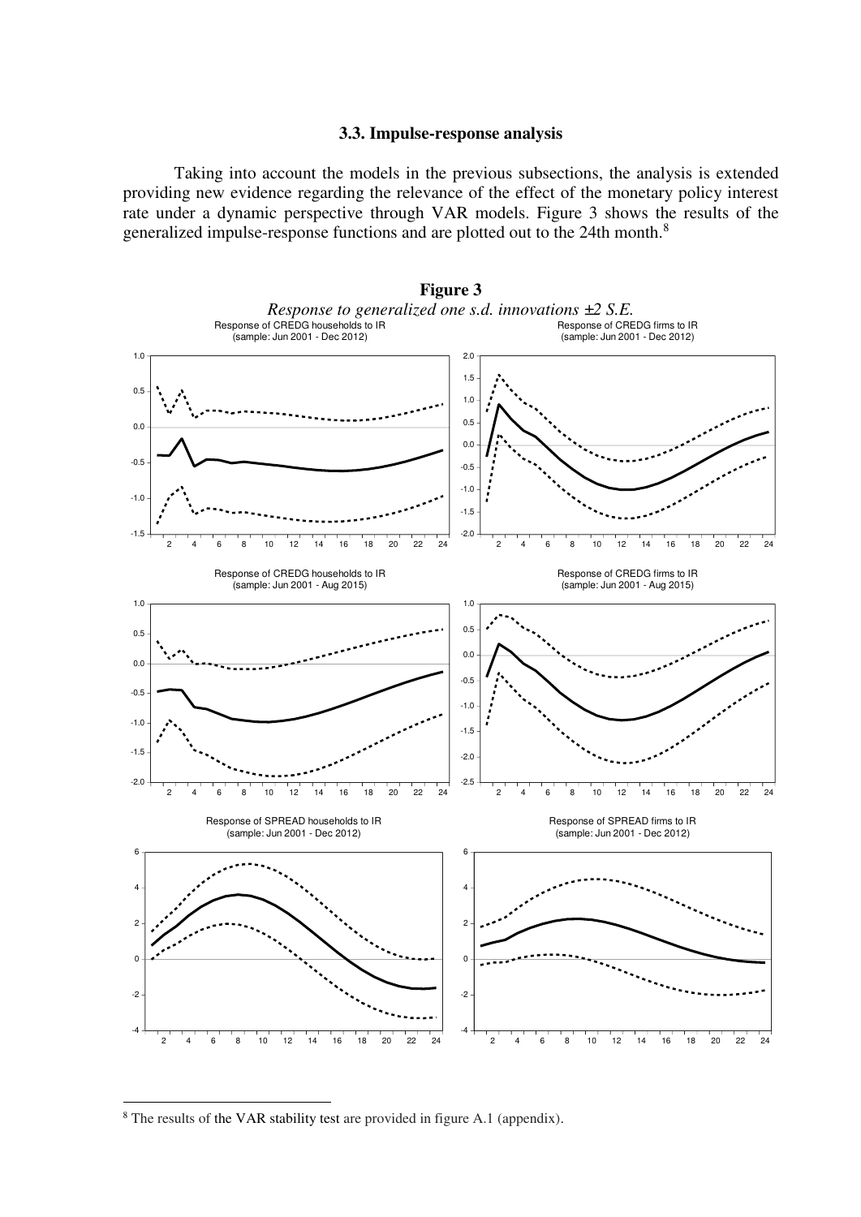### 3.3. Impulse-response analysis

Taking into account the models in the previous subsections, the analysis is extended providing new evidence regarding the relevance of the effect of the monetary policy interest rate under a dynamic perspective through VAR models. Figure 3 shows the results of the generalized impulse-response functions and are plotted out to the 24th month.[8]

**Figure 3**

*Response to generalized one s.d. innovations ±2 S.E.*

Response of CREDG households to IR (sample: Jun 2001 - Dec 2012)

Response of CREDG firms to IR (sample: Jun 2001 - Dec 2012)

Response of CREDG households to IR (sample: Jun 2001 - Aug 2015)

Response of CREDG firms to IR (sample: Jun 2001 - Aug 2015)

Response of SPREAD households to IR (sample: Jun 2001 - Dec 2012)

Response of SPREAD firms to IR (sample: Jun 2001 - Dec 2012)

---

[8] The results of the VAR stability test are provided in figure A.1 (appendix).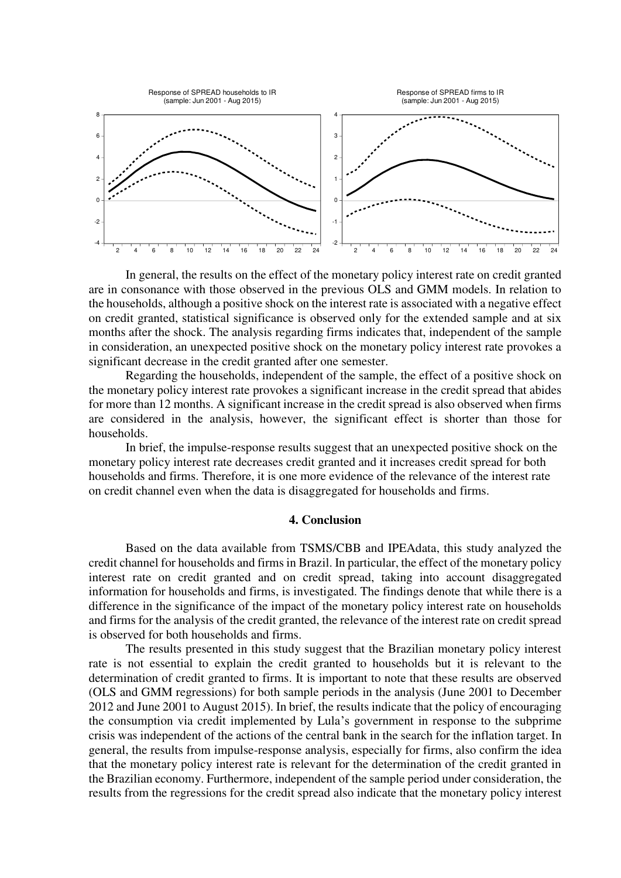Response of SPREAD households to IR
(sample: Jun 2001 - Aug 2015)

Response of SPREAD firms to IR
(sample: Jun 2001 - Aug 2015)

In general, the results on the effect of the monetary policy interest rate on credit granted are in consonance with those observed in the previous OLS and GMM models. In relation to the households, although a positive shock on the interest rate is associated with a negative effect on credit granted, statistical significance is observed only for the extended sample and at six months after the shock. The analysis regarding firms indicates that, independent of the sample in consideration, an unexpected positive shock on the monetary policy interest rate provokes a significant decrease in the credit granted after one semester.

Regarding the households, independent of the sample, the effect of a positive shock on the monetary policy interest rate provokes a significant increase in the credit spread that abides for more than 12 months. A significant increase in the credit spread is also observed when firms are considered in the analysis, however, the significant effect is shorter than those for households.

In brief, the impulse-response results suggest that an unexpected positive shock on the monetary policy interest rate decreases credit granted and it increases credit spread for both households and firms. Therefore, it is one more evidence of the relevance of the interest rate on credit channel even when the data is disaggregated for households and firms.

## 4. Conclusion

Based on the data available from TSMS/CBB and IPEAdata, this study analyzed the credit channel for households and firms in Brazil. In particular, the effect of the monetary policy interest rate on credit granted and on credit spread, taking into account disaggregated information for households and firms, is investigated. The findings denote that while there is a difference in the significance of the impact of the monetary policy interest rate on households and firms for the analysis of the credit granted, the relevance of the interest rate on credit spread is observed for both households and firms.

The results presented in this study suggest that the Brazilian monetary policy interest rate is not essential to explain the credit granted to households but it is relevant to the determination of credit granted to firms. It is important to note that these results are observed (OLS and GMM regressions) for both sample periods in the analysis (June 2001 to December 2012 and June 2001 to August 2015). In brief, the results indicate that the policy of encouraging the consumption via credit implemented by Lula's government in response to the subprime crisis was independent of the actions of the central bank in the search for the inflation target. In general, the results from impulse-response analysis, especially for firms, also confirm the idea that the monetary policy interest rate is relevant for the determination of the credit granted in the Brazilian economy. Furthermore, independent of the sample period under consideration, the results from the regressions for the credit spread also indicate that the monetary policy interest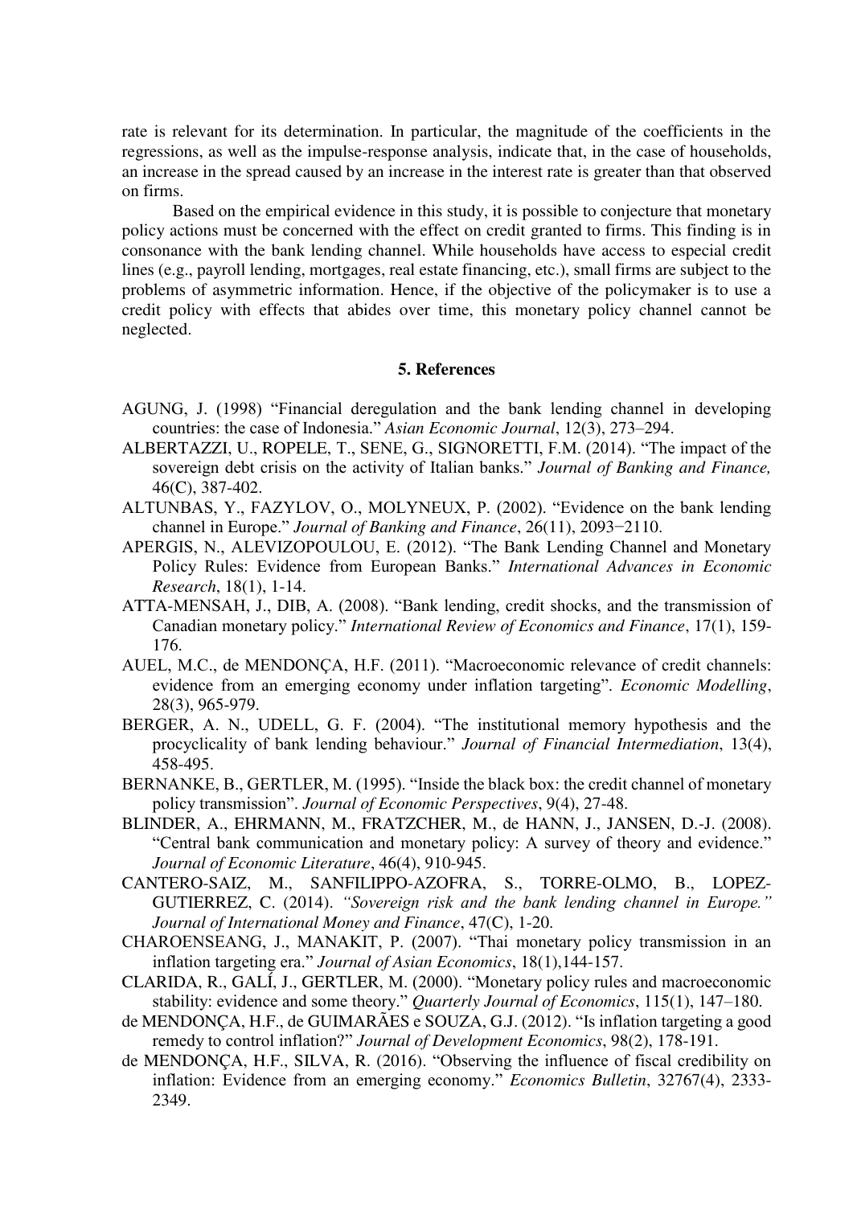rate is relevant for its determination. In particular, the magnitude of the coefficients in the regressions, as well as the impulse-response analysis, indicate that, in the case of households, an increase in the spread caused by an increase in the interest rate is greater than that observed on firms.

Based on the empirical evidence in this study, it is possible to conjecture that monetary policy actions must be concerned with the effect on credit granted to firms. This finding is in consonance with the bank lending channel. While households have access to especial credit lines (e.g., payroll lending, mortgages, real estate financing, etc.), small firms are subject to the problems of asymmetric information. Hence, if the objective of the policymaker is to use a credit policy with effects that abides over time, this monetary policy channel cannot be neglected.

## 5. References

AGUNG, J. (1998) "Financial deregulation and the bank lending channel in developing countries: the case of Indonesia." *Asian Economic Journal*, 12(3), 273–294.

ALBERTAZZI, U., ROPELE, T., SENE, G., SIGNORETTI, F.M. (2014). "The impact of the sovereign debt crisis on the activity of Italian banks." *Journal of Banking and Finance,* 46(C), 387-402.

ALTUNBAS, Y., FAZYLOV, O., MOLYNEUX, P. (2002). "Evidence on the bank lending channel in Europe." *Journal of Banking and Finance*, 26(11), 2093−2110.

APERGIS, N., ALEVIZOPOULOU, E. (2012). "The Bank Lending Channel and Monetary Policy Rules: Evidence from European Banks." *International Advances in Economic Research*, 18(1), 1-14.

ATTA-MENSAH, J., DIB, A. (2008). "Bank lending, credit shocks, and the transmission of Canadian monetary policy." *International Review of Economics and Finance*, 17(1), 159-176.

AUEL, M.C., de MENDONÇA, H.F. (2011). "Macroeconomic relevance of credit channels: evidence from an emerging economy under inflation targeting". *Economic Modelling*, 28(3), 965-979.

BERGER, A. N., UDELL, G. F. (2004). "The institutional memory hypothesis and the procyclicality of bank lending behaviour." *Journal of Financial Intermediation*, 13(4), 458-495.

BERNANKE, B., GERTLER, M. (1995). "Inside the black box: the credit channel of monetary policy transmission". *Journal of Economic Perspectives*, 9(4), 27-48.

BLINDER, A., EHRMANN, M., FRATZCHER, M., de HANN, J., JANSEN, D.-J. (2008). "Central bank communication and monetary policy: A survey of theory and evidence." *Journal of Economic Literature*, 46(4), 910-945.

CANTERO-SAIZ, M., SANFILIPPO-AZOFRA, S., TORRE-OLMO, B., LOPEZ-GUTIERREZ, C. (2014). *"Sovereign risk and the bank lending channel in Europe." Journal of International Money and Finance*, 47(C), 1-20.

CHAROENSEANG, J., MANAKIT, P. (2007). "Thai monetary policy transmission in an inflation targeting era." *Journal of Asian Economics*, 18(1),144-157.

CLARIDA, R., GALÍ, J., GERTLER, M. (2000). "Monetary policy rules and macroeconomic stability: evidence and some theory." *Quarterly Journal of Economics*, 115(1), 147–180.

de MENDONÇA, H.F., de GUIMARÃES e SOUZA, G.J. (2012). "Is inflation targeting a good remedy to control inflation?" *Journal of Development Economics*, 98(2), 178-191.

de MENDONÇA, H.F., SILVA, R. (2016). "Observing the influence of fiscal credibility on inflation: Evidence from an emerging economy." *Economics Bulletin*, 32767(4), 2333-2349.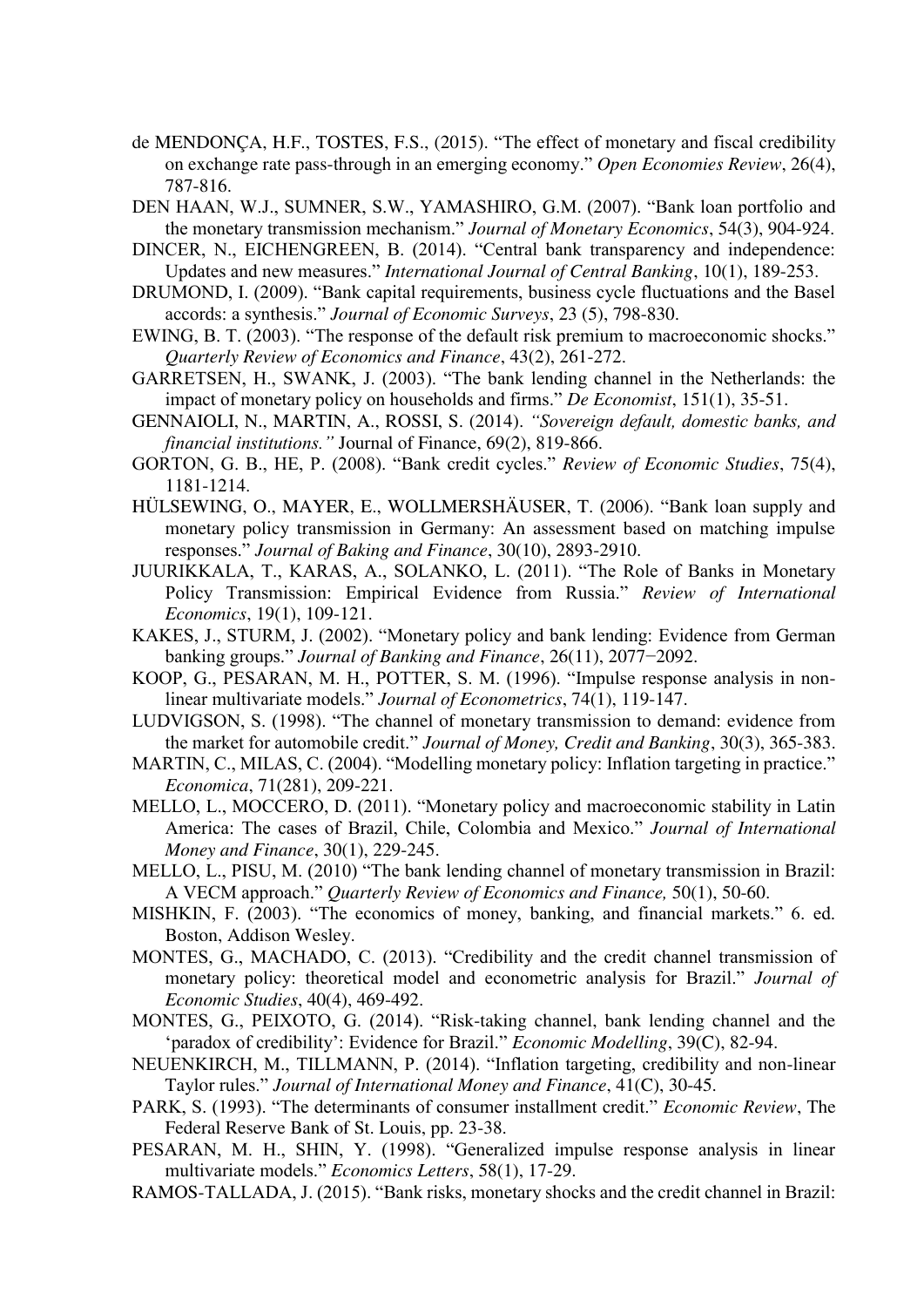de MENDONÇA, H.F., TOSTES, F.S., (2015). "The effect of monetary and fiscal credibility on exchange rate pass-through in an emerging economy." *Open Economies Review*, 26(4), 787-816.

DEN HAAN, W.J., SUMNER, S.W., YAMASHIRO, G.M. (2007). "Bank loan portfolio and the monetary transmission mechanism." *Journal of Monetary Economics*, 54(3), 904-924.

DINCER, N., EICHENGREEN, B. (2014). "Central bank transparency and independence: Updates and new measures." *International Journal of Central Banking*, 10(1), 189-253.

DRUMOND, I. (2009). "Bank capital requirements, business cycle fluctuations and the Basel accords: a synthesis." *Journal of Economic Surveys*, 23 (5), 798-830.

EWING, B. T. (2003). "The response of the default risk premium to macroeconomic shocks." *Quarterly Review of Economics and Finance*, 43(2), 261-272.

GARRETSEN, H., SWANK, J. (2003). "The bank lending channel in the Netherlands: the impact of monetary policy on households and firms." *De Economist*, 151(1), 35-51.

GENNAIOLI, N., MARTIN, A., ROSSI, S. (2014). *"Sovereign default, domestic banks, and financial institutions."* Journal of Finance, 69(2), 819-866.

GORTON, G. B., HE, P. (2008). "Bank credit cycles." *Review of Economic Studies*, 75(4), 1181-1214.

HÜLSEWING, O., MAYER, E., WOLLMERSHÄUSER, T. (2006). "Bank loan supply and monetary policy transmission in Germany: An assessment based on matching impulse responses." *Journal of Baking and Finance*, 30(10), 2893-2910.

JUURIKKALA, T., KARAS, A., SOLANKO, L. (2011). "The Role of Banks in Monetary Policy Transmission: Empirical Evidence from Russia." *Review of International Economics*, 19(1), 109-121.

KAKES, J., STURM, J. (2002). "Monetary policy and bank lending: Evidence from German banking groups." *Journal of Banking and Finance*, 26(11), 2077−2092.

KOOP, G., PESARAN, M. H., POTTER, S. M. (1996). "Impulse response analysis in non-linear multivariate models." *Journal of Econometrics*, 74(1), 119-147.

LUDVIGSON, S. (1998). "The channel of monetary transmission to demand: evidence from the market for automobile credit." *Journal of Money, Credit and Banking*, 30(3), 365-383.

MARTIN, C., MILAS, C. (2004). "Modelling monetary policy: Inflation targeting in practice." *Economica*, 71(281), 209-221.

MELLO, L., MOCCERO, D. (2011). "Monetary policy and macroeconomic stability in Latin America: The cases of Brazil, Chile, Colombia and Mexico." *Journal of International Money and Finance*, 30(1), 229-245.

MELLO, L., PISU, M. (2010) "The bank lending channel of monetary transmission in Brazil: A VECM approach." *Quarterly Review of Economics and Finance,* 50(1), 50-60.

MISHKIN, F. (2003). "The economics of money, banking, and financial markets." 6. ed. Boston, Addison Wesley.

MONTES, G., MACHADO, C. (2013). "Credibility and the credit channel transmission of monetary policy: theoretical model and econometric analysis for Brazil." *Journal of Economic Studies*, 40(4), 469-492.

MONTES, G., PEIXOTO, G. (2014). "Risk-taking channel, bank lending channel and the 'paradox of credibility': Evidence for Brazil." *Economic Modelling*, 39(C), 82-94.

NEUENKIRCH, M., TILLMANN, P. (2014). "Inflation targeting, credibility and non-linear Taylor rules." *Journal of International Money and Finance*, 41(C), 30-45.

PARK, S. (1993). "The determinants of consumer installment credit." *Economic Review*, The Federal Reserve Bank of St. Louis, pp. 23-38.

PESARAN, M. H., SHIN, Y. (1998). "Generalized impulse response analysis in linear multivariate models." *Economics Letters*, 58(1), 17-29.

RAMOS-TALLADA, J. (2015). "Bank risks, monetary shocks and the credit channel in Brazil: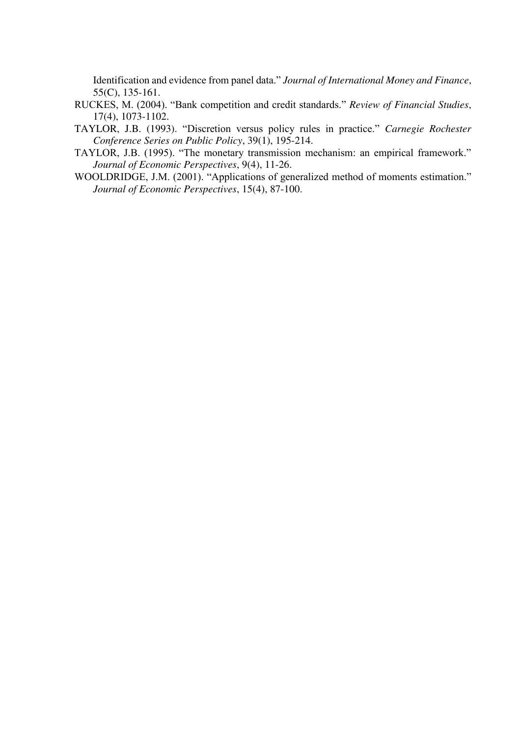Identification and evidence from panel data." *Journal of International Money and Finance*, 55(C), 135-161.

RUCKES, M. (2004). "Bank competition and credit standards." *Review of Financial Studies*, 17(4), 1073-1102.

TAYLOR, J.B. (1993). "Discretion versus policy rules in practice." *Carnegie Rochester Conference Series on Public Policy*, 39(1), 195-214.

TAYLOR, J.B. (1995). "The monetary transmission mechanism: an empirical framework." *Journal of Economic Perspectives*, 9(4), 11-26.

WOOLDRIDGE, J.M. (2001). "Applications of generalized method of moments estimation." *Journal of Economic Perspectives*, 15(4), 87-100.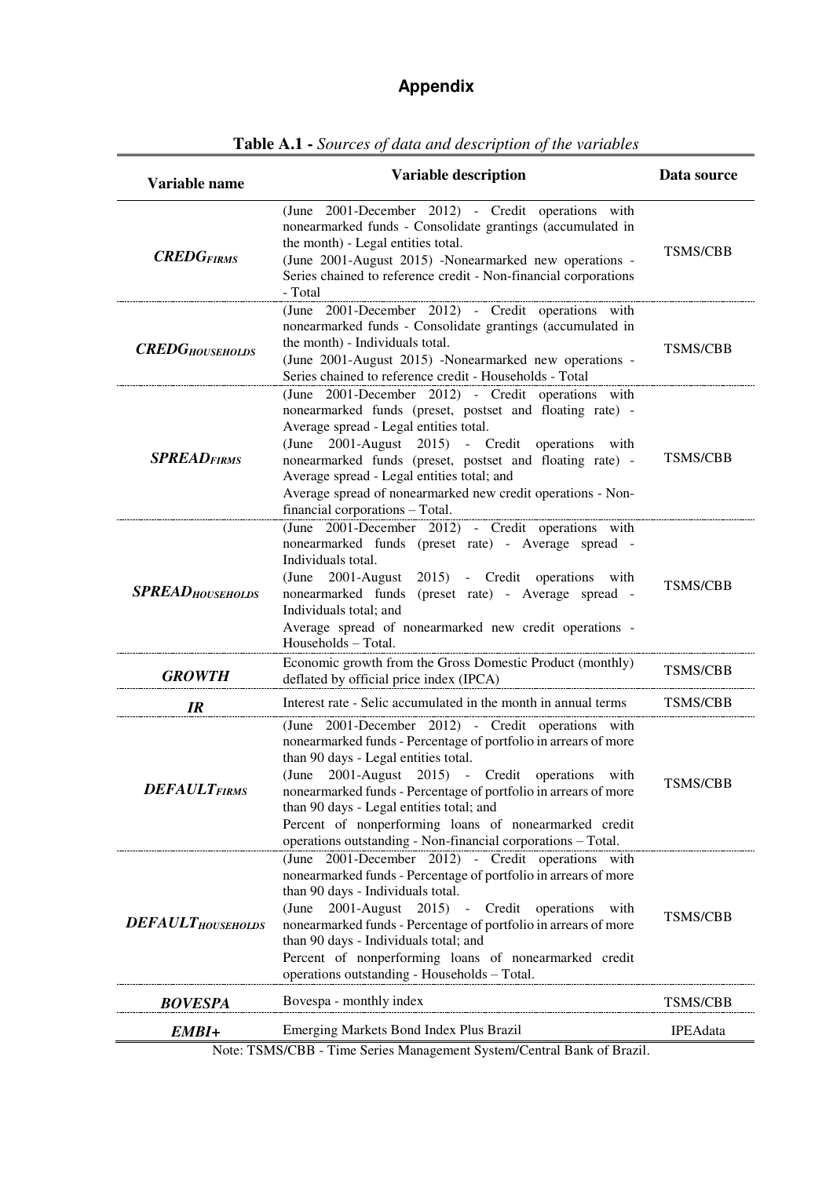# Appendix

**Table A.1 -** *Sources of data and description of the variables*

| Variable name | Variable description | Data source |
|---|---|---|
| $\boldsymbol{CREDG_{FIRMS}}$ | (June 2001-December 2012) - Credit operations with nonearmarked funds - Consolidate grantings (accumulated in the month) - Legal entities total.<br>(June 2001-August 2015) -Nonearmarked new operations - Series chained to reference credit - Non-financial corporations - Total | TSMS/CBB |
| $\boldsymbol{CREDG_{HOUSEHOLDS}}$ | (June 2001-December 2012) - Credit operations with nonearmarked funds - Consolidate grantings (accumulated in the month) - Individuals total.<br>(June 2001-August 2015) -Nonearmarked new operations - Series chained to reference credit - Households - Total | TSMS/CBB |
| $\boldsymbol{SPREAD_{FIRMS}}$ | (June 2001-December 2012) - Credit operations with nonearmarked funds (preset, postset and floating rate) - Average spread - Legal entities total.<br>(June 2001-August 2015) - Credit operations with nonearmarked funds (preset, postset and floating rate) - Average spread - Legal entities total; and<br>Average spread of nonearmarked new credit operations - Non-financial corporations – Total. | TSMS/CBB |
| $\boldsymbol{SPREAD_{HOUSEHOLDS}}$ | (June 2001-December 2012) - Credit operations with nonearmarked funds (preset rate) - Average spread - Individuals total.<br>(June 2001-August 2015) - Credit operations with nonearmarked funds (preset rate) - Average spread - Individuals total; and<br>Average spread of nonearmarked new credit operations - Households – Total. | TSMS/CBB |
| ***GROWTH*** | Economic growth from the Gross Domestic Product (monthly) deflated by official price index (IPCA) | TSMS/CBB |
| ***IR*** | Interest rate - Selic accumulated in the month in annual terms | TSMS/CBB |
| $\boldsymbol{DEFAULT_{FIRMS}}$ | (June 2001-December 2012) - Credit operations with nonearmarked funds - Percentage of portfolio in arrears of more than 90 days - Legal entities total.<br>(June 2001-August 2015) - Credit operations with nonearmarked funds - Percentage of portfolio in arrears of more than 90 days - Legal entities total; and<br>Percent of nonperforming loans of nonearmarked credit operations outstanding - Non-financial corporations – Total. | TSMS/CBB |
| $\boldsymbol{DEFAULT_{HOUSEHOLDS}}$ | (June 2001-December 2012) - Credit operations with nonearmarked funds - Percentage of portfolio in arrears of more than 90 days - Individuals total.<br>(June 2001-August 2015) - Credit operations with nonearmarked funds - Percentage of portfolio in arrears of more than 90 days - Individuals total; and<br>Percent of nonperforming loans of nonearmarked credit operations outstanding - Households – Total. | TSMS/CBB |
| ***BOVESPA*** | Bovespa - monthly index | TSMS/CBB |
| ***EMBI+*** | Emerging Markets Bond Index Plus Brazil | IPEAdata |

Note: TSMS/CBB - Time Series Management System/Central Bank of Brazil.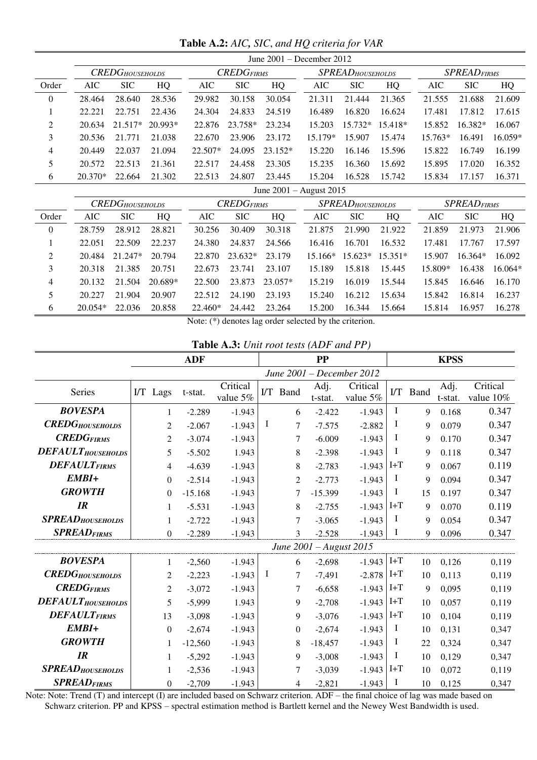**Table A.2:** *AIC, SIC, and HQ criteria for VAR*

| | June 2001 – December 2012 | | | | | | | | | | | |
|---|---|---|---|---|---|---|---|---|---|---|---|---|
| | $CREDG_{HOUSEHOLDS}$ | | | $CREDG_{FIRMS}$ | | | $SPREAD_{HOUSEHOLDS}$ | | | $SPREAD_{FIRMS}$ | | |
| Order | AIC | SIC | HQ | AIC | SIC | HQ | AIC | SIC | HQ | AIC | SIC | HQ |
| 0 | 28.464 | 28.640 | 28.536 | 29.982 | 30.158 | 30.054 | 21.311 | 21.444 | 21.365 | 21.555 | 21.688 | 21.609 |
| 1 | 22.221 | 22.751 | 22.436 | 24.304 | 24.833 | 24.519 | 16.489 | 16.820 | 16.624 | 17.481 | 17.812 | 17.615 |
| 2 | 20.634 | 21.517* | 20.993* | 22.876 | 23.758* | 23.234 | 15.203 | 15.732* | 15.418* | 15.852 | 16.382* | 16.067 |
| 3 | 20.536 | 21.771 | 21.038 | 22.670 | 23.906 | 23.172 | 15.179* | 15.907 | 15.474 | 15.763* | 16.491 | 16.059* |
| 4 | 20.449 | 22.037 | 21.094 | 22.507* | 24.095 | 23.152* | 15.220 | 16.146 | 15.596 | 15.822 | 16.749 | 16.199 |
| 5 | 20.572 | 22.513 | 21.361 | 22.517 | 24.458 | 23.305 | 15.235 | 16.360 | 15.692 | 15.895 | 17.020 | 16.352 |
| 6 | 20.370* | 22.664 | 21.302 | 22.513 | 24.807 | 23.445 | 15.204 | 16.528 | 15.742 | 15.834 | 17.157 | 16.371 |
| | June 2001 – August 2015 | | | | | | | | | | | |
| | $CREDG_{HOUSEHOLDS}$ | | | $CREDG_{FIRMS}$ | | | $SPREAD_{HOUSEHOLDS}$ | | | $SPREAD_{FIRMS}$ | | |
| Order | AIC | SIC | HQ | AIC | SIC | HQ | AIC | SIC | HQ | AIC | SIC | HQ |
| 0 | 28.759 | 28.912 | 28.821 | 30.256 | 30.409 | 30.318 | 21.875 | 21.990 | 21.922 | 21.859 | 21.973 | 21.906 |
| 1 | 22.051 | 22.509 | 22.237 | 24.380 | 24.837 | 24.566 | 16.416 | 16.701 | 16.532 | 17.481 | 17.767 | 17.597 |
| 2 | 20.484 | 21.247* | 20.794 | 22.870 | 23.632* | 23.179 | 15.166* | 15.623* | 15.351* | 15.907 | 16.364* | 16.092 |
| 3 | 20.318 | 21.385 | 20.751 | 22.673 | 23.741 | 23.107 | 15.189 | 15.818 | 15.445 | 15.809* | 16.438 | 16.064* |
| 4 | 20.132 | 21.504 | 20.689* | 22.500 | 23.873 | 23.057* | 15.219 | 16.019 | 15.544 | 15.845 | 16.646 | 16.170 |
| 5 | 20.227 | 21.904 | 20.907 | 22.512 | 24.190 | 23.193 | 15.240 | 16.212 | 15.634 | 15.842 | 16.814 | 16.237 |
| 6 | 20.054* | 22.036 | 20.858 | 22.460* | 24.442 | 23.264 | 15.200 | 16.344 | 15.664 | 15.814 | 16.957 | 16.278 |

Note: (*) denotes lag order selected by the criterion.

**Table A.3:** *Unit root tests (ADF and PP)*

| | ADF | | | | PP | | | | KPSS | | | |
|---|---|---|---|---|---|---|---|---|---|---|---|---|
| | *June 2001 – December 2012* | | | | | | | | | | | |
| Series | I/T | Lags | t-stat. | Critical value 5% | I/T | Band | Adj. t-stat. | Critical value 5% | I/T | Band | Adj. t-stat. | Critical value 10% |
| ***BOVESPA*** | | 1 | -2.289 | -1.943 | | 6 | -2.422 | -1.943 | I | 9 | 0.168 | 0.347 |
| ***$CREDG_{HOUSEHOLDS}$*** | | 2 | -2.067 | -1.943 | I | 7 | -7.575 | -2.882 | I | 9 | 0.079 | 0.347 |
| ***$CREDG_{FIRMS}$*** | | 2 | -3.074 | -1.943 | | 7 | -6.009 | -1.943 | I | 9 | 0.170 | 0.347 |
| ***$DEFAULT_{HOUSEHOLDS}$*** | | 5 | -5.502 | 1.943 | | 8 | -2.398 | -1.943 | I | 9 | 0.118 | 0.347 |
| ***$DEFAULT_{FIRMS}$*** | | 4 | -4.639 | -1.943 | | 8 | -2.783 | -1.943 | I+T | 9 | 0.067 | 0.119 |
| ***EMBI+*** | | 0 | -2.514 | -1.943 | | 2 | -2.773 | -1.943 | I | 9 | 0.094 | 0.347 |
| ***GROWTH*** | | 0 | -15.168 | -1.943 | | 7 | -15.399 | -1.943 | I | 15 | 0.197 | 0.347 |
| ***IR*** | | 1 | -5.531 | -1.943 | | 8 | -2.755 | -1.943 | I+T | 9 | 0.070 | 0.119 |
| ***$SPREAD_{HOUSEHOLDS}$*** | | 1 | -2.722 | -1.943 | | 7 | -3.065 | -1.943 | I | 9 | 0.054 | 0.347 |
| ***$SPREAD_{FIRMS}$*** | | 0 | -2.289 | -1.943 | | 3 | -2.528 | -1.943 | I | 9 | 0.096 | 0.347 |
| | *June 2001 – August 2015* | | | | | | | | | | | |
| ***BOVESPA*** | | 1 | -2,560 | -1.943 | | 6 | -2,698 | -1.943 | I+T | 10 | 0,126 | 0,119 |
| ***$CREDG_{HOUSEHOLDS}$*** | | 2 | -2,223 | -1.943 | I | 7 | -7,491 | -2.878 | I+T | 10 | 0,113 | 0,119 |
| ***$CREDG_{FIRMS}$*** | | 2 | -3,072 | -1.943 | | 7 | -6,658 | -1.943 | I+T | 9 | 0,095 | 0,119 |
| ***$DEFAULT_{HOUSEHOLDS}$*** | | 5 | -5,999 | 1.943 | | 9 | -2,708 | -1.943 | I+T | 10 | 0,057 | 0,119 |
| ***$DEFAULT_{FIRMS}$*** | | 13 | -3,098 | -1.943 | | 9 | -3,076 | -1.943 | I+T | 10 | 0,104 | 0,119 |
| ***EMBI+*** | | 0 | -2,674 | -1.943 | | 0 | -2,674 | -1.943 | I | 10 | 0,131 | 0,347 |
| ***GROWTH*** | | 1 | -12,560 | -1.943 | | 8 | -18,457 | -1.943 | I | 22 | 0,324 | 0,347 |
| ***IR*** | | 1 | -5,292 | -1.943 | | 9 | -3,008 | -1.943 | I | 10 | 0,129 | 0,347 |
| ***$SPREAD_{HOUSEHOLDS}$*** | | 1 | -2,536 | -1.943 | | 7 | -3,039 | -1.943 | I+T | 10 | 0,072 | 0,119 |
| ***$SPREAD_{FIRMS}$*** | | 0 | -2,709 | -1.943 | | 4 | -2,821 | -1.943 | I | 10 | 0,125 | 0,347 |

Note: Note: Trend (T) and intercept (I) are included based on Schwarz criterion. ADF – the final choice of lag was made based on Schwarz criterion. PP and KPSS – spectral estimation method is Bartlett kernel and the Newey West Bandwidth is used.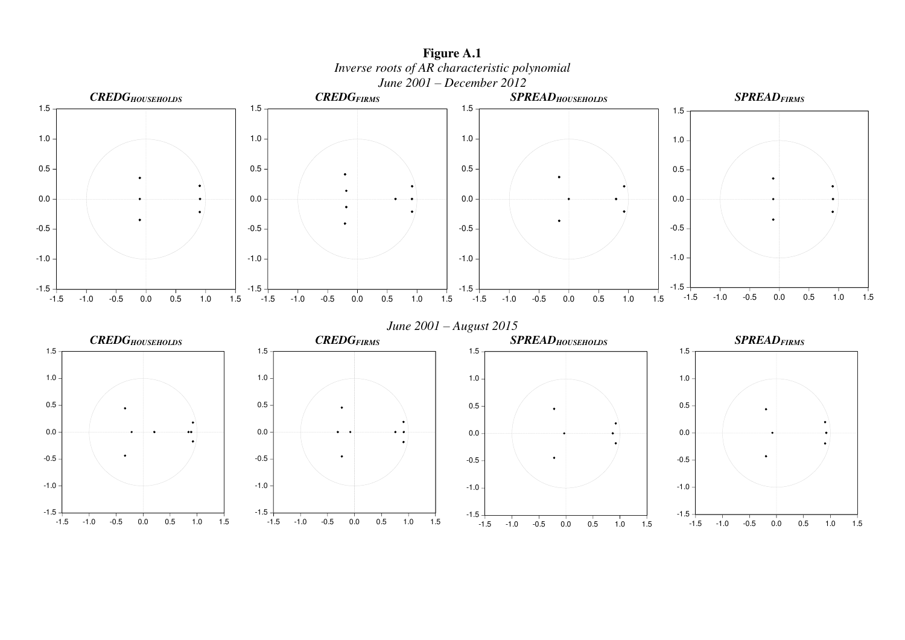**Figure A.1**

*Inverse roots of AR characteristic polynomial*

*June 2001 – December 2012*

$CREDG_{HOUSEHOLDS}$

$CREDG_{FIRMS}$

$SPREAD_{HOUSEHOLDS}$

$SPREAD_{FIRMS}$

*June 2001 – August 2015*

$CREDG_{HOUSEHOLDS}$

$CREDG_{FIRMS}$

$SPREAD_{HOUSEHOLDS}$

$SPREAD_{FIRMS}$